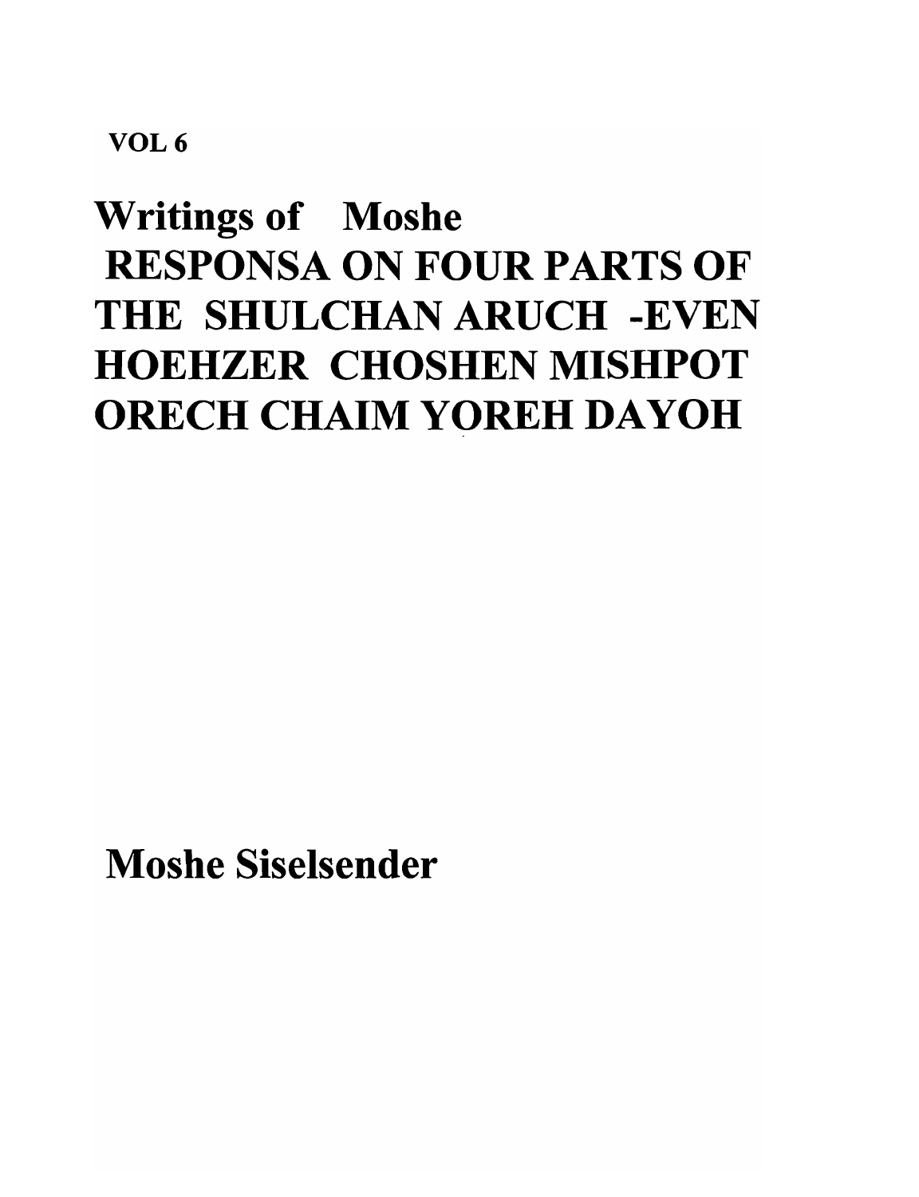VOL 6

# Writings of Moshe RESPONSA ON FOUR PARTS OF THE SHULCHAN ARUCH -EVEN HOEHZER CHOSHEN MISHPOT ORECH CHAIM YOREH DAYOH

## Moshe Siselsender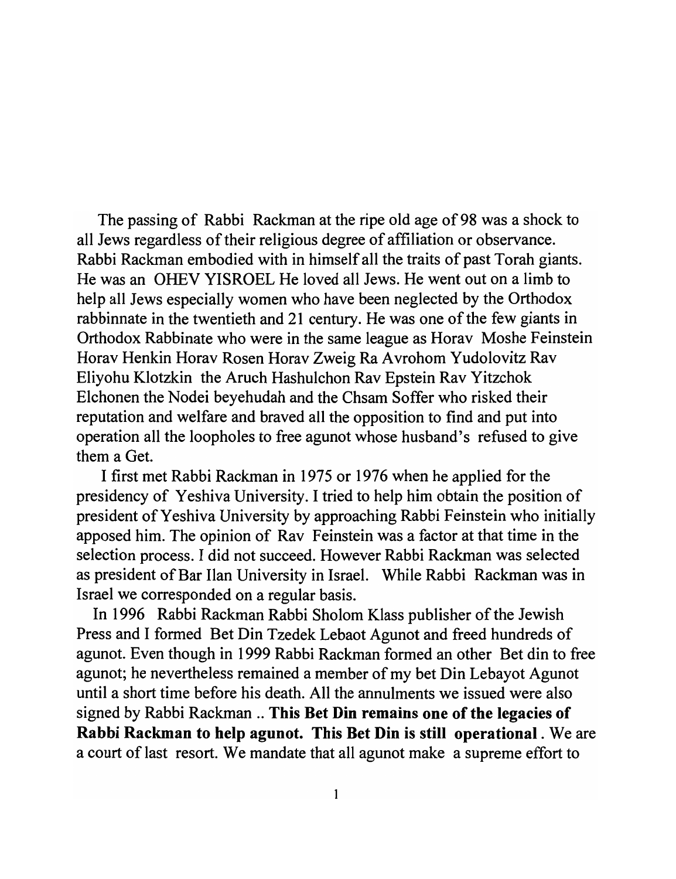The passing of Rabbi Rackman at the ripe old age of 98 was a shock to all Jews regardless of their religious degree of affiliation or observance. Rabbi Rackman embodied with in himself all the traits of past Torah giants. He was an OHEV YISROEL He loved all Jews. He went out on a limb to help all Jews especially women who have been neglected by the Orthodox rabbinnate in the twentieth and 21 century. He was one of the few giants in Orthodox Rabbinate who were in the same league as Horav Moshe Feinstein Horav Henkin Horav Rosen Horav Zweig Ra Avrohom Yudolovitz Rav Eliyohu Klotzkin the Aruch Hashulchon Rav Epstein Rav Yitzchok Elchonen the Nodei beyehudah and the Chsam Soffer who risked their reputation and welfare and braved all the opposition to find and put into operation all the loopholes to free agunot whose husband's refused to give them a Get.

I first met Rabbi Rackman in 1975 or 1976 when he applied for the presidency of Yeshiva University. I tried to help him obtain the position of president of Yeshiva University by approaching Rabbi Feinstein who initially apposed him. The opinion of Rav Feinstein was a factor at that time in the selection process. I did not succeed. However Rabbi Rackman was selected as president of Bar Ilan University in Israel. While Rabbi Rackman was in Israel we corresponded on a regular basis.

In 1996 Rabbi Rackman Rabbi Sholom Klass publisher of the Jewish Press and I formed Bet Din Tzedek Lebaot Agunot and freed hundreds of agunot. Even though in 1999 Rabbi Rackman formed an other Bet din to free agunot; he nevertheless remained a member of my bet Din Lebayot Agunot until a short time before his death. All the annulments we issued were also signed by Rabbi Rackman .. **This Bet Din remains one of the legacies of Rabbi Rackman to help agunot. This Bet Din is still operational**. We are a court of last resort. We mandate that all agunot make a supreme effort to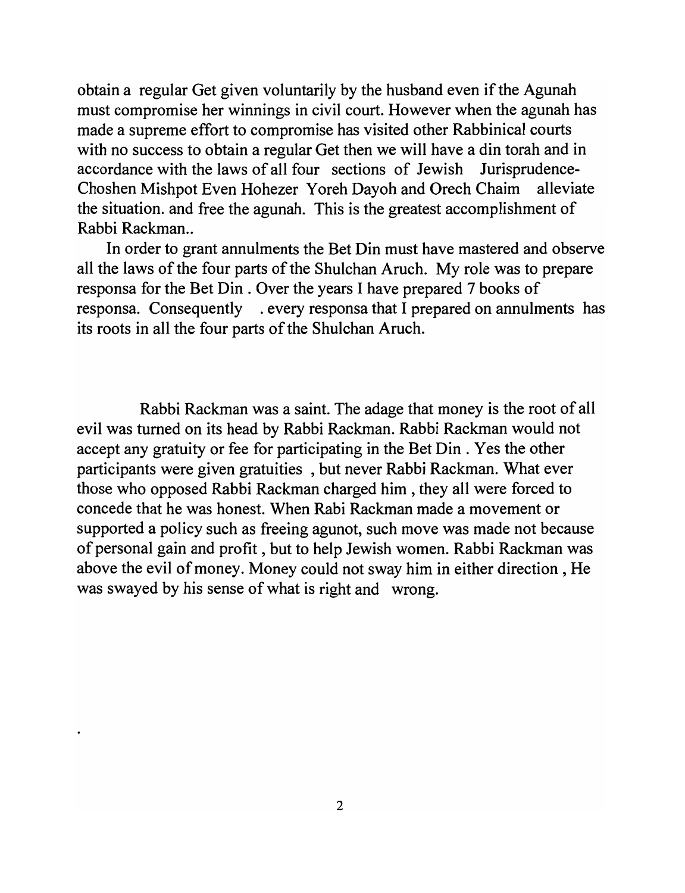obtain a regular Get given voluntarily by the husband even if the Agunah must compromise her winnings in civil court. However when the agunah has made a supreme effort to compromise has visited other Rabbinical courts with no success to obtain a regular Get then we will have a din torah and in accordance with the laws of all four sections of Jewish Jurisprudence- Choshen Mishpot Even Hohezer Yoreh Dayoh and Orech Chaim alleviate the situation. and free the agunah. This is the greatest accomplishment of Rabbi Rackman..

In order to grant annulments the Bet Din must have mastered and observe all the laws of the four parts of the Shulchan Aruch. My role was to prepare responsa for the Bet Din . Over the years I have prepared 7 books of responsa. Consequently . every responsa that I prepared on annulments has its roots in all the four parts of the Shulchan Aruch.

Rabbi Rackman was a saint. The adage that money is the root of all evil was turned on its head by Rabbi Rackman. Rabbi Rackman would not accept any gratuity or fee for participating in the Bet Din . Yes the other participants were given gratuities , but never Rabbi Rackman. What ever those who opposed Rabbi Rackman charged him , they all were forced to concede that he was honest. When Rabi Rackman made a movement or supported a policy such as freeing agunot, such move was made not because of personal gain and profit , but to help Jewish women. Rabbi Rackman was above the evil of money. Money could not sway him in either direction , He was swayed by his sense of what is right and wrong.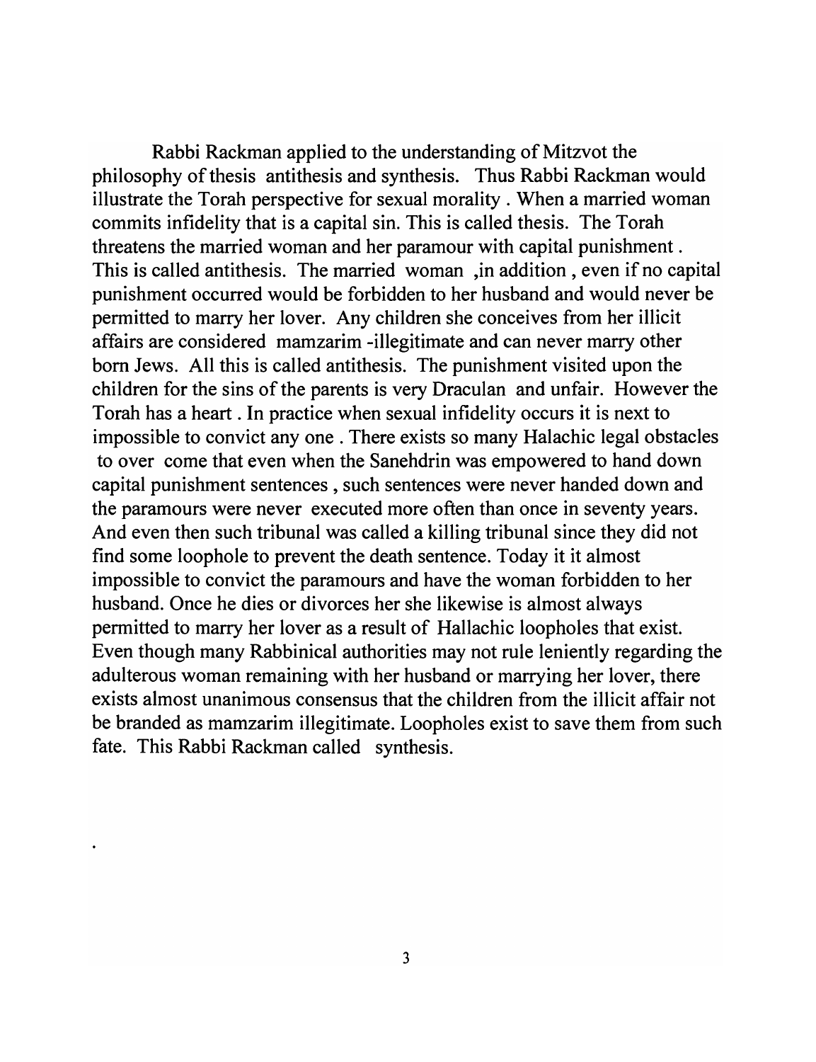Rabbi Rackman applied to the understanding of Mitzvot the philosophy of thesis antithesis and synthesis. Thus Rabbi Rackman would illustrate the Torah perspective for sexual morality . When a married woman commits infidelity that is a capital sin. This is called thesis. The Torah threatens the married woman and her paramour with capital punishment . This is called antithesis. The married woman ,in addition , even if no capital punishment occurred would be forbidden to her husband and would never be permitted to marry her lover. Any children she conceives from her illicit affairs are considered mamzarim -illegitimate and can never marry other born Jews. All this is called antithesis. The punishment visited upon the children for the sins of the parents is very Draculan and unfair. However the Torah has a heart . In practice when sexual infidelity occurs it is next to impossible to convict any one . There exists so many Halachic legal obstacles to over come that even when the Sanehdrin was empowered to hand down capital punishment sentences , such sentences were never handed down and the paramours were never executed more often than once in seventy years. And even then such tribunal was called a killing tribunal since they did not find some loophole to prevent the death sentence. Today it it almost impossible to convict the paramours and have the woman forbidden to her husband. Once he dies or divorces her she likewise is almost always permitted to marry her lover as a result of Hallachic loopholes that exist. Even though many Rabbinical authorities may not rule leniently regarding the adulterous woman remaining with her husband or marrying her lover, there exists almost unanimous consensus that the children from the illicit affair not be branded as mamzarim illegitimate. Loopholes exist to save them from such fate. This Rabbi Rackman called synthesis.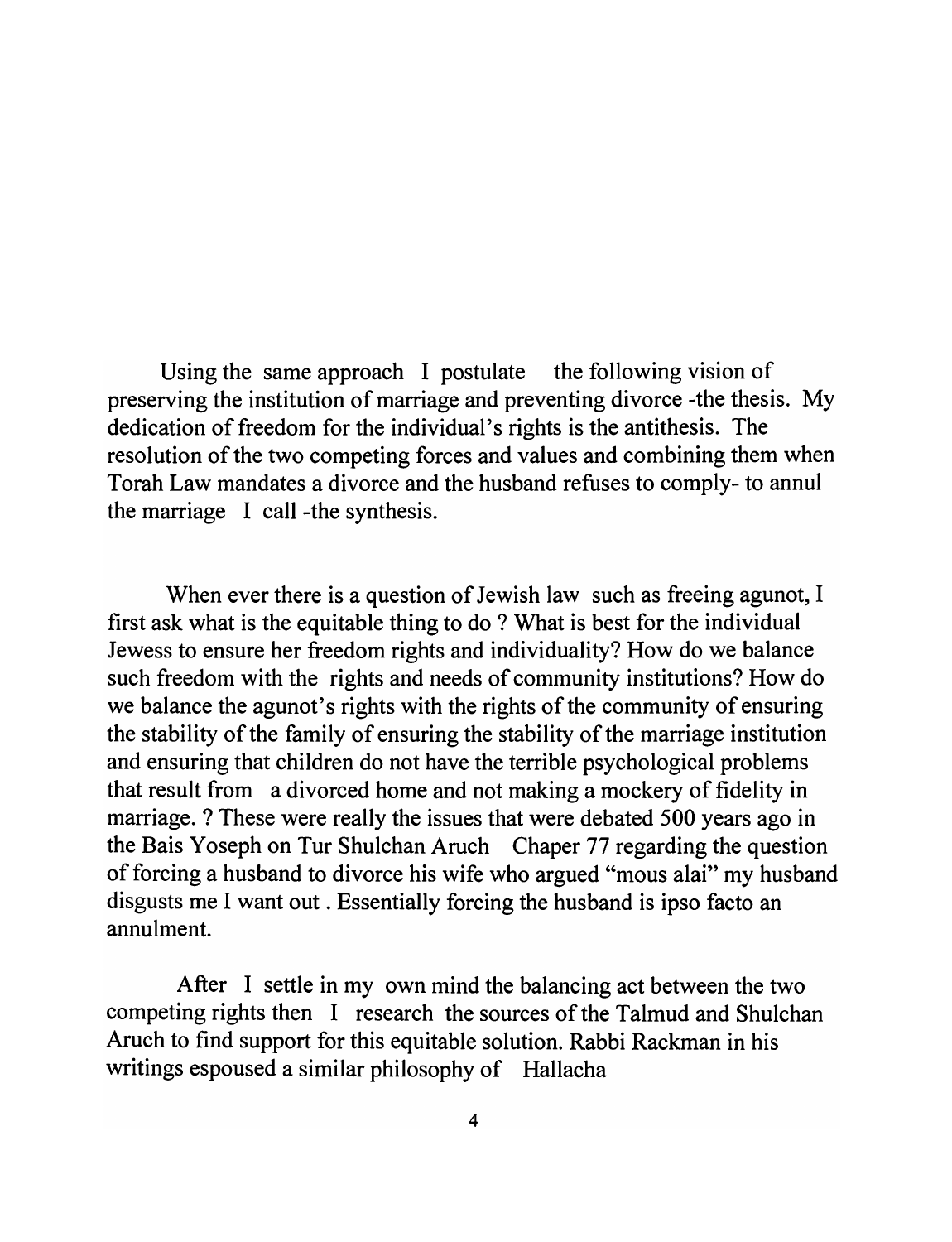Using the same approach I postulate the following vision of preserving the institution of marriage and preventing divorce -the thesis. My dedication of freedom for the individual's rights is the antithesis. The resolution of the two competing forces and values and combining them when Torah Law mandates a divorce and the husband refuses to comply- to annul the marriage I call -the synthesis.

When ever there is a question of Jewish law such as freeing agunot, I first ask what is the equitable thing to do ? What is best for the individual Jewess to ensure her freedom rights and individuality? How do we balance such freedom with the rights and needs of community institutions? How do we balance the agunot's rights with the rights of the community of ensuring the stability of the family of ensuring the stability of the marriage institution and ensuring that children do not have the terrible psychological problems that result from a divorced home and not making a mockery of fidelity in marriage. ? These were really the issues that were debated 500 years ago in the Bais Yoseph on Tur Shulchan Aruch Chaper 77 regarding the question of forcing a husband to divorce his wife who argued "mous alai" my husband disgusts me I want out . Essentially forcing the husband is ipso facto an annulment.

After I settle in my own mind the balancing act between the two competing rights then I research the sources of the Talmud and Shulchan Aruch to find support for this equitable solution. Rabbi Rackman in his writings espoused a similar philosophy of Hallacha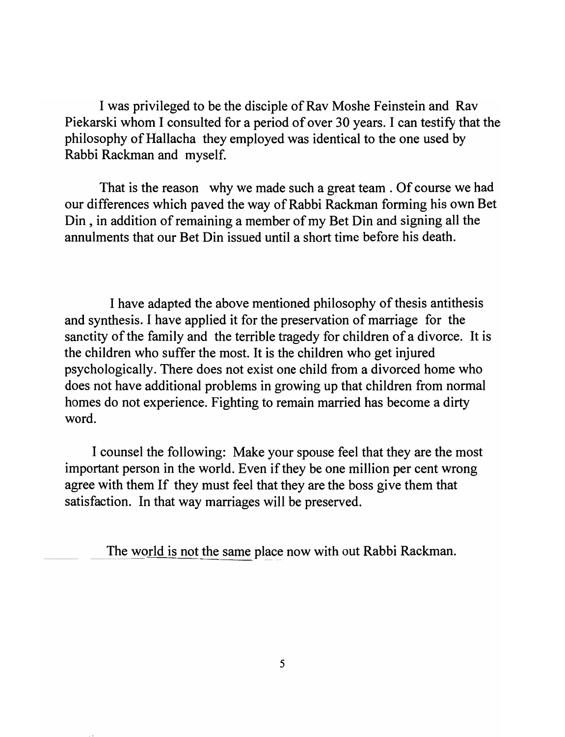I was privileged to be the disciple of Rav Moshe Feinstein and Rav Piekarski whom I consulted for a period of over 30 years. I can testify that the philosophy of Hallacha they employed was identical to the one used by Rabbi Rackman and myself.

That is the reason why we made such a great team . Of course we had our differences which paved the way of Rabbi Rackman forming his own Bet Din , in addition of remaining a member of my Bet Din and signing all the annulments that our Bet Din issued until a short time before his death.

I have adapted the above mentioned philosophy of thesis antithesis and synthesis. I have applied it for the preservation of marriage for the sanctity of the family and the terrible tragedy for children of a divorce. It is the children who suffer the most. It is the children who get injured psychologically. There does not exist one child from a divorced home who does not have additional problems in growing up that children from normal homes do not experience. Fighting to remain married has become a dirty word.

I counsel the following: Make your spouse feel that they are the most important person in the world. Even if they be one million per cent wrong agree with them If they must feel that they are the boss give them that satisfaction. In that way marriages will be preserved.

The world is not the same place now with out Rabbi Rackman.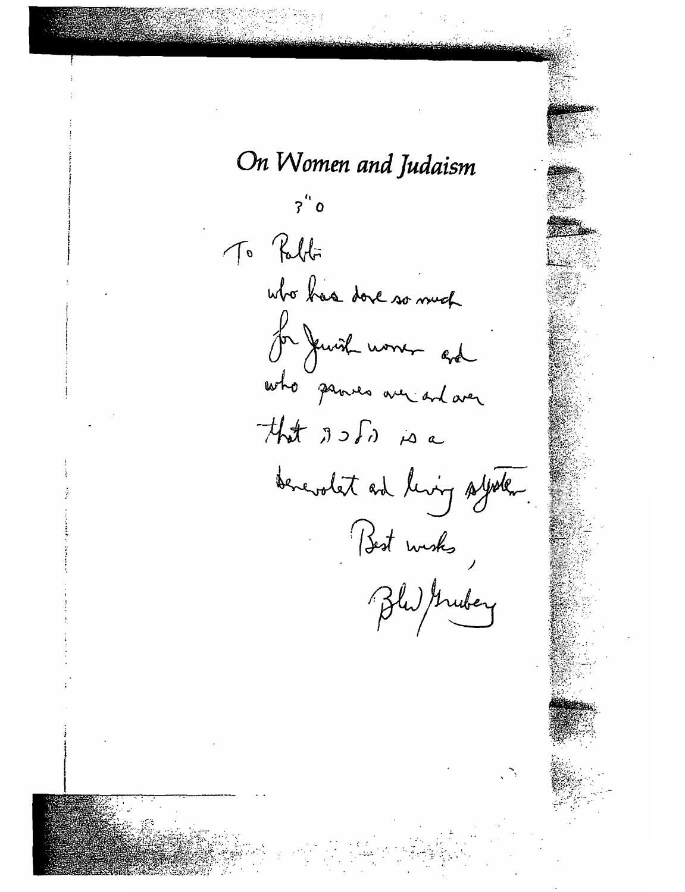# On Women and Judaism

ב"ה

To Rabbi

who has done so much

for Jewish women and

who proves over and over

that הלכה is a

benevolent and loving system.

Best wishes,

Blu Greenberg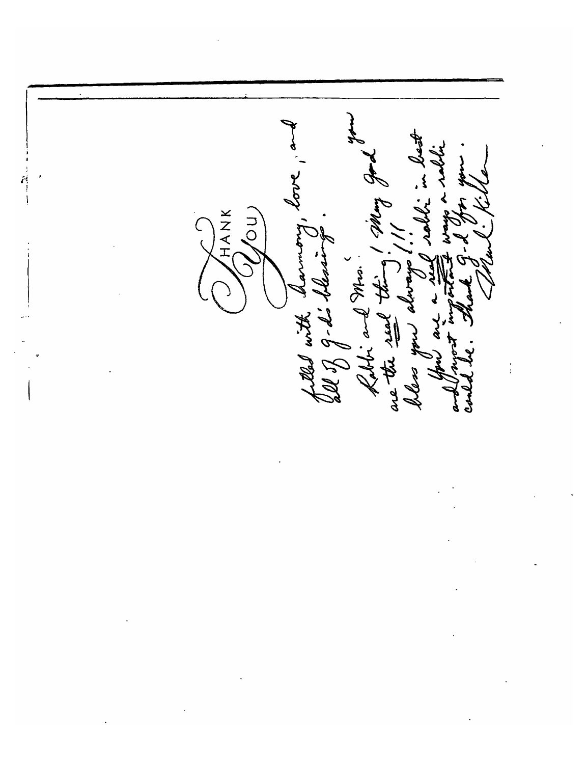# Thank You

filled with harmony, love, and all of G-d's blessing.

Rabbi and Mrs. you are the *real* thing! May God bless you always!!!

You are a *real* rabbi in best and most important ways a rabbi could be. Thank G-d for you.

Muriel Killer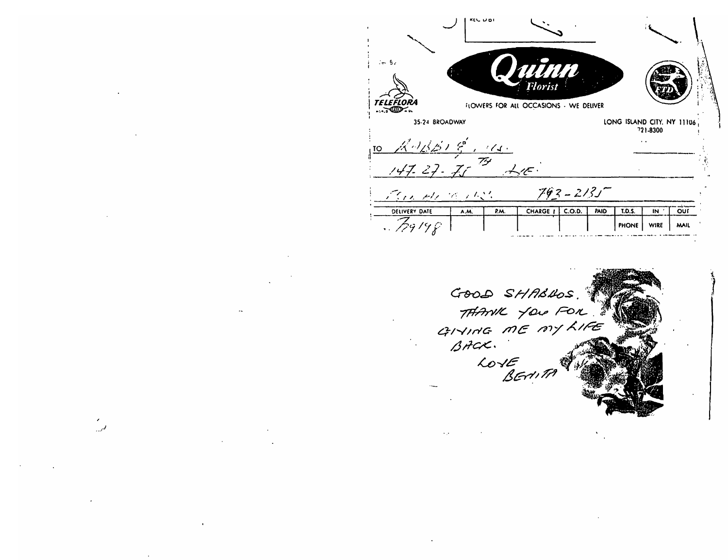# Quinn Florist

TELEFLORA

FLOWERS FOR ALL OCCASIONS · WE DELIVER

FTD

35-24 BROADWAY

LONG ISLAND CITY, NY 11106
721-8300

TO RABBI ?, ...

147-27-75 TH AVE.

... 793-2135

| DELIVERY DATE | A.M. | P.M. | CHARGE | C.O.D. | PAID | T.D.S. | IN | OUT |
|---|---|---|---|---|---|---|---|---|
| 7/29/98 | | | | | | PHONE | WIRE | MAIL |

GOOD SHABBOS.
THANK YOU FOR
GIVING ME MY LIFE
BACK.
LOVE
BENITA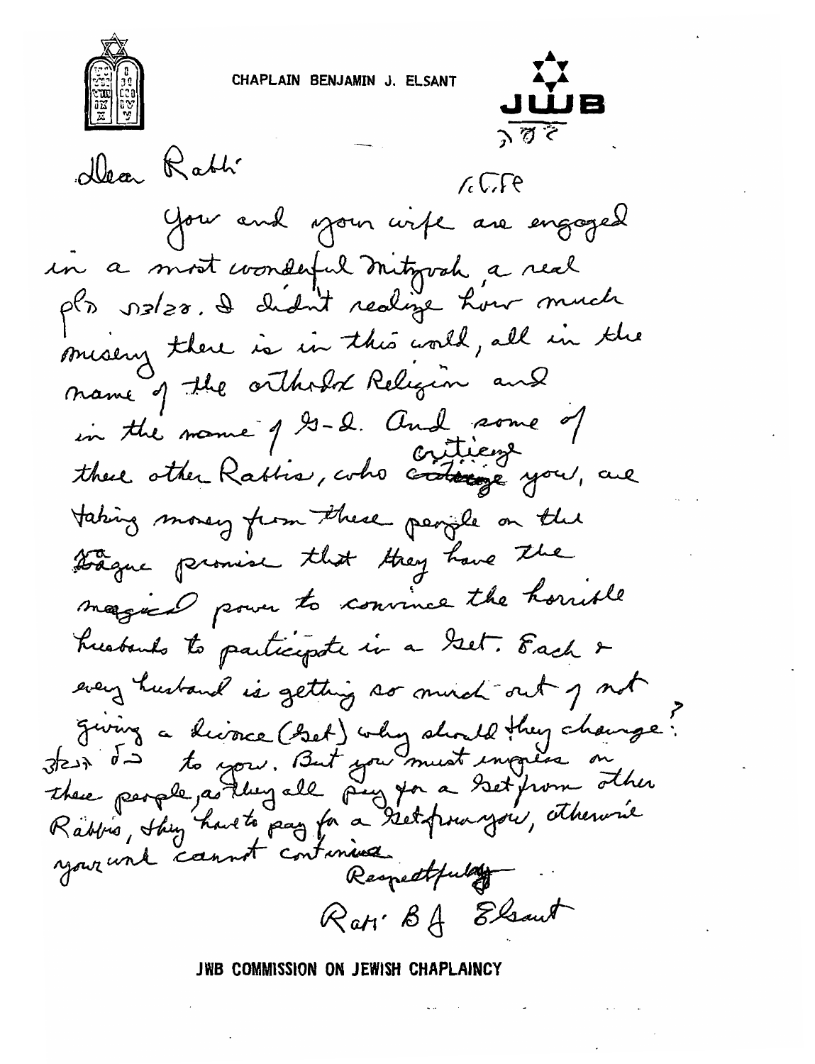CHAPLAIN BENJAMIN J. ELSANT

JWB

בס״ד

Dear Rabbi

ר.ר.ש.

You and your wife are engaged in a most wonderful Mitzvah, a real פדיון שבוים. I didn't realize how much misery there is in this world, all in the name of the orthodox Religion and in the name of G-d. And some of these other Rabbis, who criticize you, are taking money from these people on the vague promise that they have the magical power to convince the horrible husbands to participate in a Get. Each & every husband is getting so much out of not giving a divorce (Get) why should they change? כח יישר to you. But you must impress on these people, as they all pay for a Get from other Rabbis, they have to pay for a Get from you, otherwise your work cannot continue.

Respectfully

Rabbi B J Elsant

JWB COMMISSION ON JEWISH CHAPLAINCY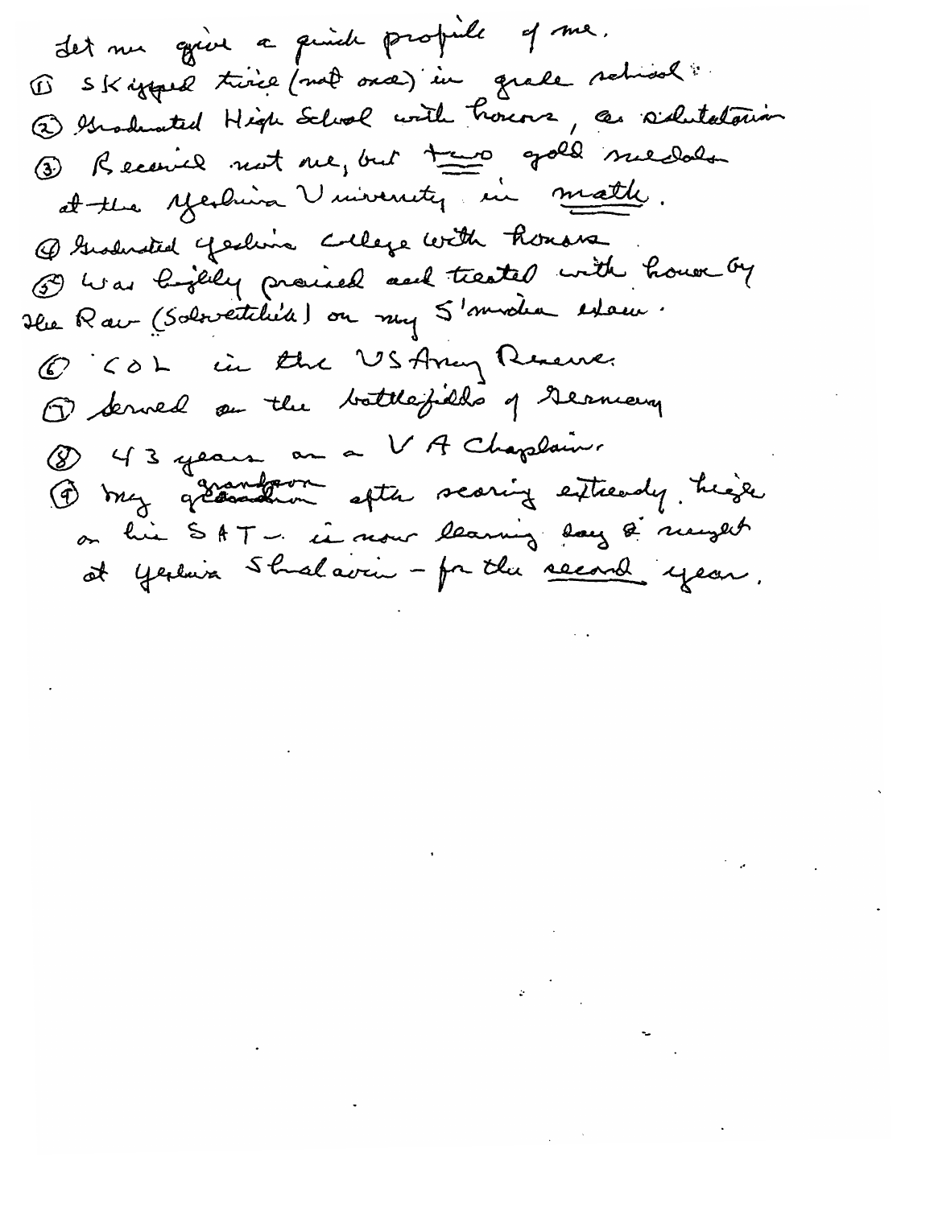Let me give a quick profile of me.

1. Skipped twice (not once) in grade school.
2. Graduated High School with honors, as salutatorian
3. Received not one, but two gold medals at the Yeshiva University in math.
4. Graduated Yeshiva College with honors
5. Was highly praised and treated with honor by the Rav (Soloveitchik) on my S'micha exam.
6. COL in the US Army Reserve.
7. Served on the battlefields of Germany
8. 43 years as a VA Chaplain.
9. My grandson after scoring extremely high on his SAT – is now learning day & night at Yeshiva Shaalavim – for the second year.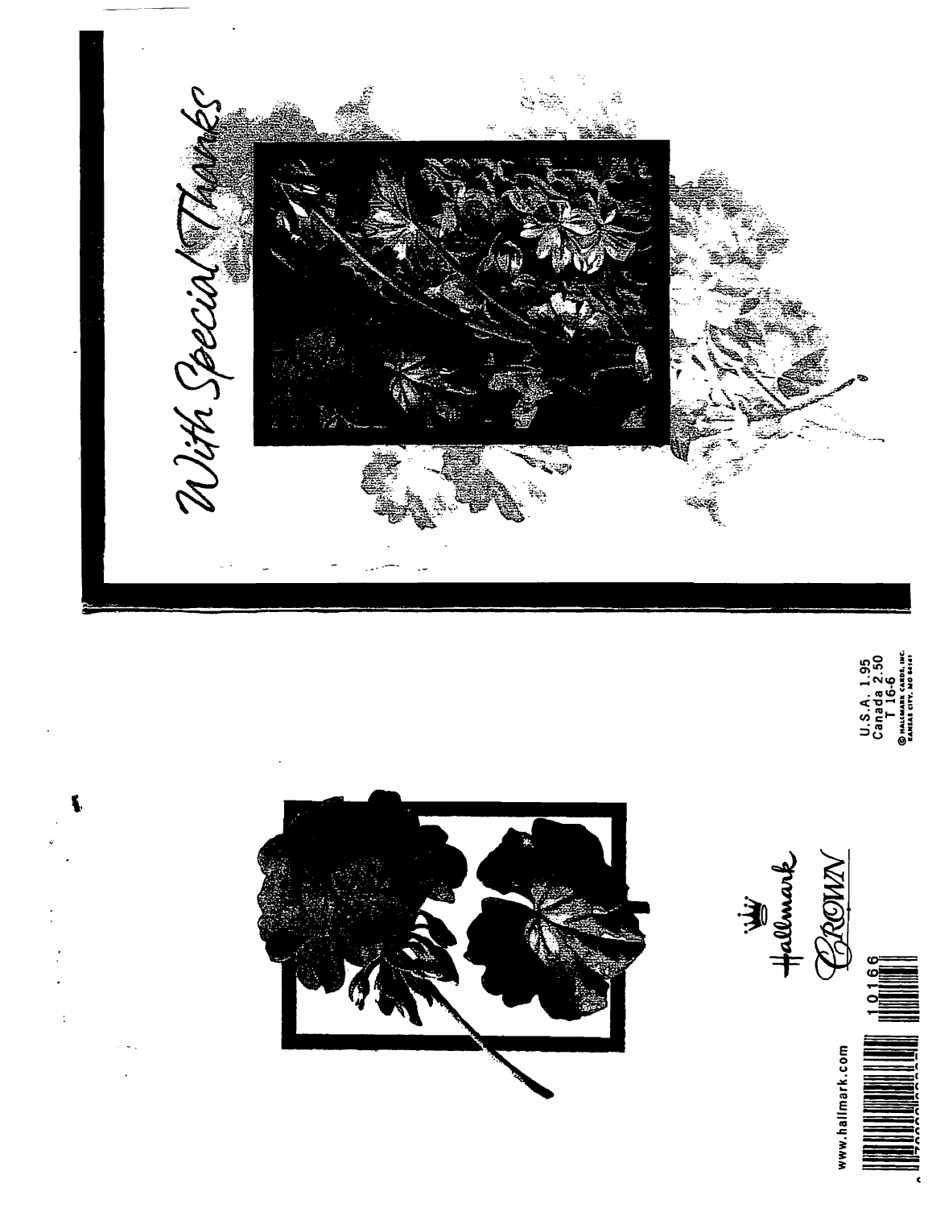With Special Thanks

Hallmark

CROWN

www.hallmark.com

10166

U.S.A. 1.95
Canada 2.50
T 16-6
© HALLMARK CARDS, INC.
KANSAS CITY, MO 64141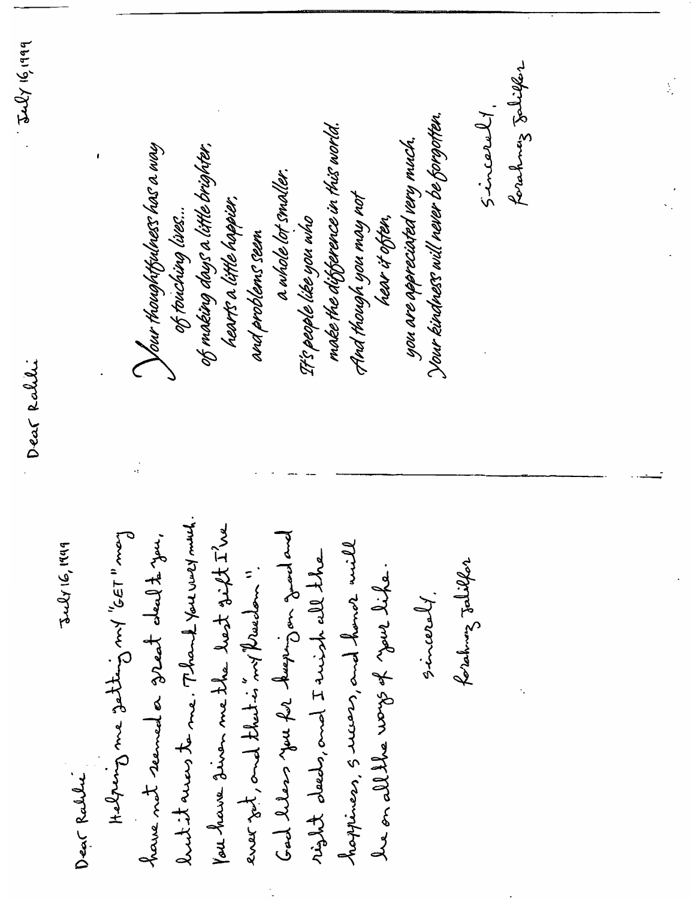July 16, 1999

Dear Rabbi

Helping me getting my "GET" may have not seemed a great deal to you, but it was to me. Thank you very much. You have given me the best gift I've ever got, and that is "my freedom".

God bless you for keeping on good and right deeds, and I wish all the happiness, success, and honor will be on all the ways of your life.

Sincerely,

Forahmaz Jalilfar

---

July 16, 1999

Dear Rabbi

Your thoughtfulness has a way
of touching lives...
of making days a little brighter,
hearts a little happier,
and problems seem
a whole lot smaller.
It's people like you who
make the difference in this world.
And though you may not
hear it often,
you are appreciated very much.
Your kindness will never be forgotten.

Sincerely,

Forahmaz Jalilfar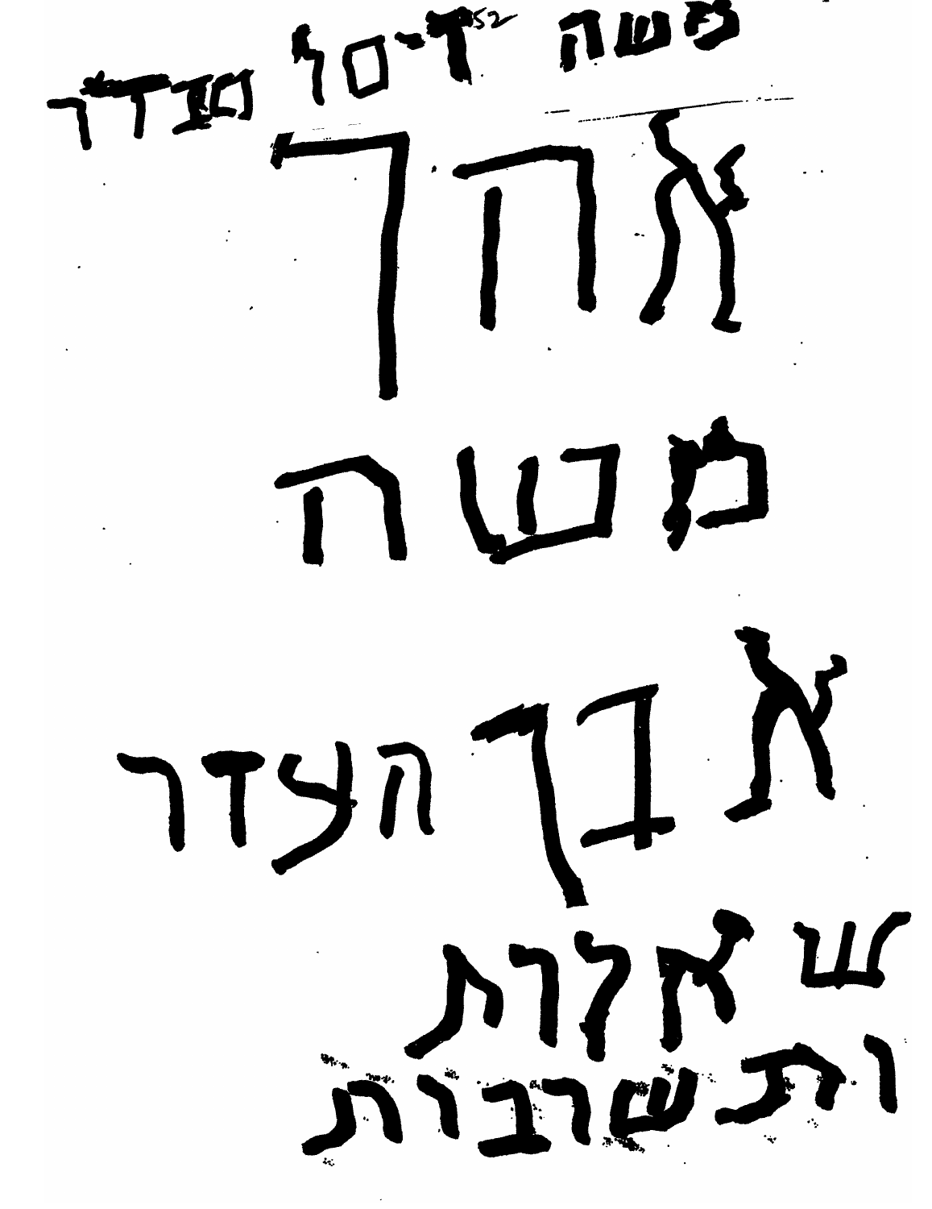משה ז'יסל מצדר

# אלחד

# מכשה

# אבך הצדר

## שאלות

## ותשרבות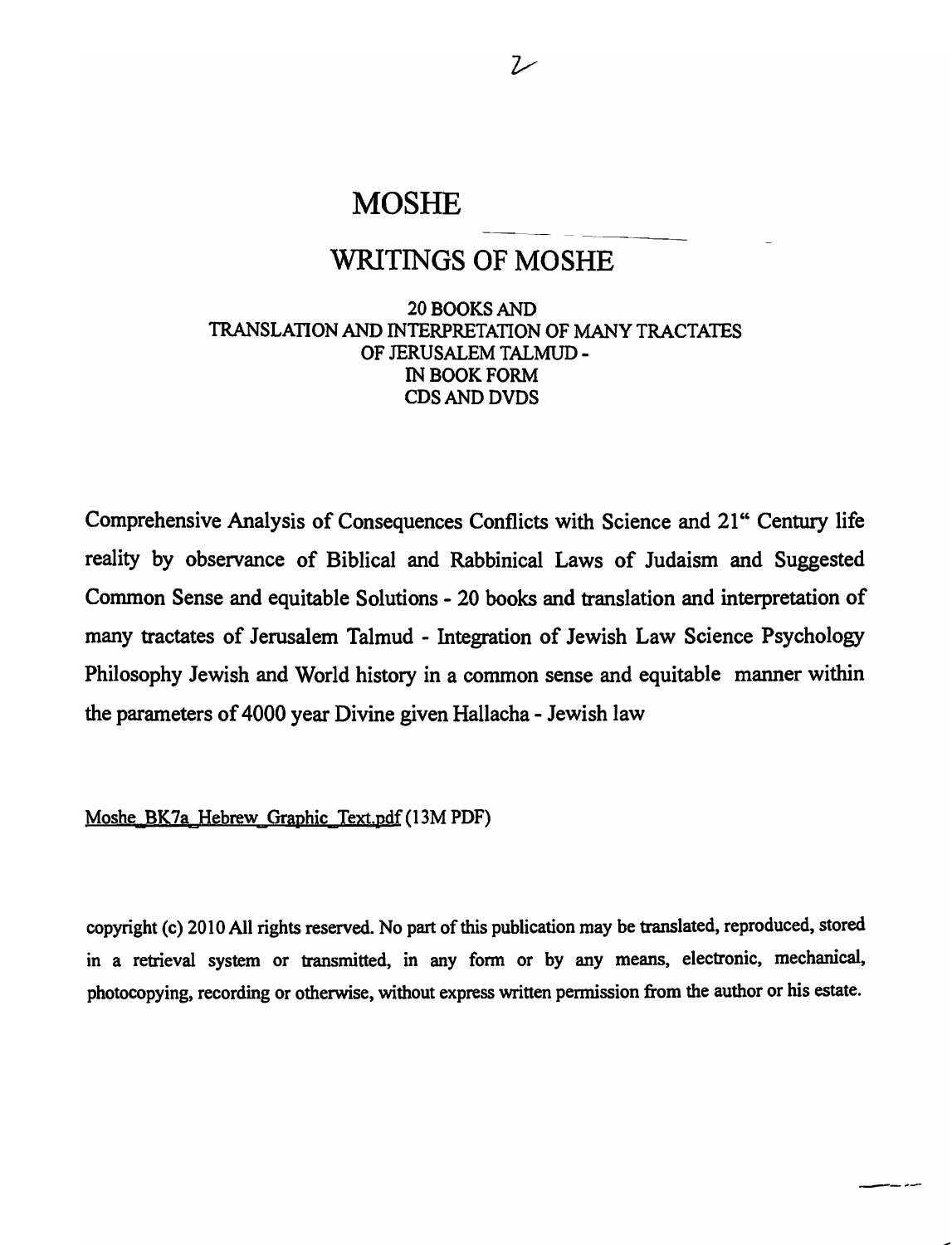# MOSHE

## WRITINGS OF MOSHE

20 BOOKS AND
TRANSLATION AND INTERPRETATION OF MANY TRACTATES
OF JERUSALEM TALMUD -
IN BOOK FORM
CDS AND DVDS

Comprehensive Analysis of Consequences Conflicts with Science and 21" Century life reality by observance of Biblical and Rabbinical Laws of Judaism and Suggested Common Sense and equitable Solutions - 20 books and translation and interpretation of many tractates of Jerusalem Talmud - Integration of Jewish Law Science Psychology Philosophy Jewish and World history in a common sense and equitable manner within the parameters of 4000 year Divine given Hallacha - Jewish law

Moshe_BK7a_Hebrew_Graphic_Text.pdf (13M PDF)

copyright (c) 2010 All rights reserved. No part of this publication may be translated, reproduced, stored in a retrieval system or transmitted, in any form or by any means, electronic, mechanical, photocopying, recording or otherwise, without express written permission from the author or his estate.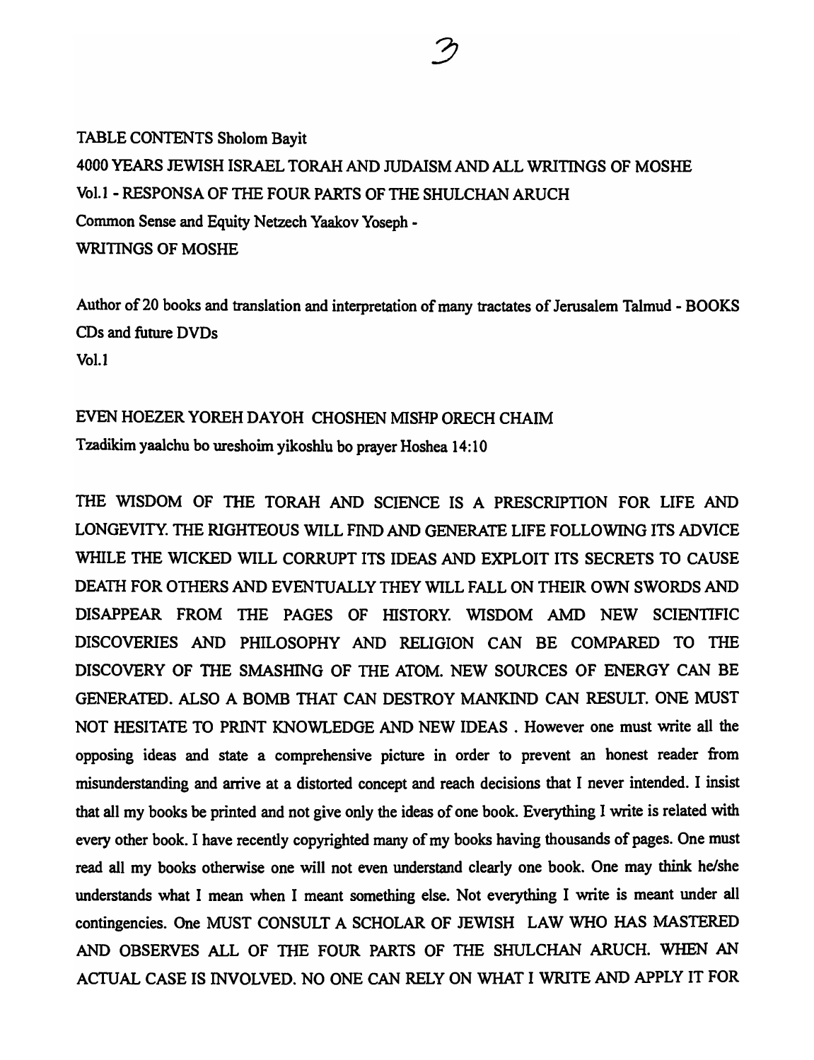TABLE CONTENTS Sholom Bayit

4000 YEARS JEWISH ISRAEL TORAH AND JUDAISM AND ALL WRITINGS OF MOSHE

Vol.1 - RESPONSA OF THE FOUR PARTS OF THE SHULCHAN ARUCH

Common Sense and Equity Netzech Yaakov Yoseph -

WRITINGS OF MOSHE

Author of 20 books and translation and interpretation of many tractates of Jerusalem Talmud - BOOKS CDs and future DVDs

Vol.1

EVEN HOEZER YOREH DAYOH CHOSHEN MISHP ORECH CHAIM

Tzadikim yaalchu bo ureshoim yikoshlu bo prayer Hoshea 14:10

THE WISDOM OF THE TORAH AND SCIENCE IS A PRESCRIPTION FOR LIFE AND LONGEVITY. THE RIGHTEOUS WILL FIND AND GENERATE LIFE FOLLOWING ITS ADVICE WHILE THE WICKED WILL CORRUPT ITS IDEAS AND EXPLOIT ITS SECRETS TO CAUSE DEATH FOR OTHERS AND EVENTUALLY THEY WILL FALL ON THEIR OWN SWORDS AND DISAPPEAR FROM THE PAGES OF HISTORY. WISDOM AMD NEW SCIENTIFIC DISCOVERIES AND PHILOSOPHY AND RELIGION CAN BE COMPARED TO THE DISCOVERY OF THE SMASHING OF THE ATOM. NEW SOURCES OF ENERGY CAN BE GENERATED. ALSO A BOMB THAT CAN DESTROY MANKIND CAN RESULT. ONE MUST NOT HESITATE TO PRINT KNOWLEDGE AND NEW IDEAS . However one must write all the opposing ideas and state a comprehensive picture in order to prevent an honest reader from misunderstanding and arrive at a distorted concept and reach decisions that I never intended. I insist that all my books be printed and not give only the ideas of one book. Everything I write is related with every other book. I have recently copyrighted many of my books having thousands of pages. One must read all my books otherwise one will not even understand clearly one book. One may think he/she understands what I mean when I meant something else. Not everything I write is meant under all contingencies. One MUST CONSULT A SCHOLAR OF JEWISH LAW WHO HAS MASTERED AND OBSERVES ALL OF THE FOUR PARTS OF THE SHULCHAN ARUCH. WHEN AN ACTUAL CASE IS INVOLVED. NO ONE CAN RELY ON WHAT I WRITE AND APPLY IT FOR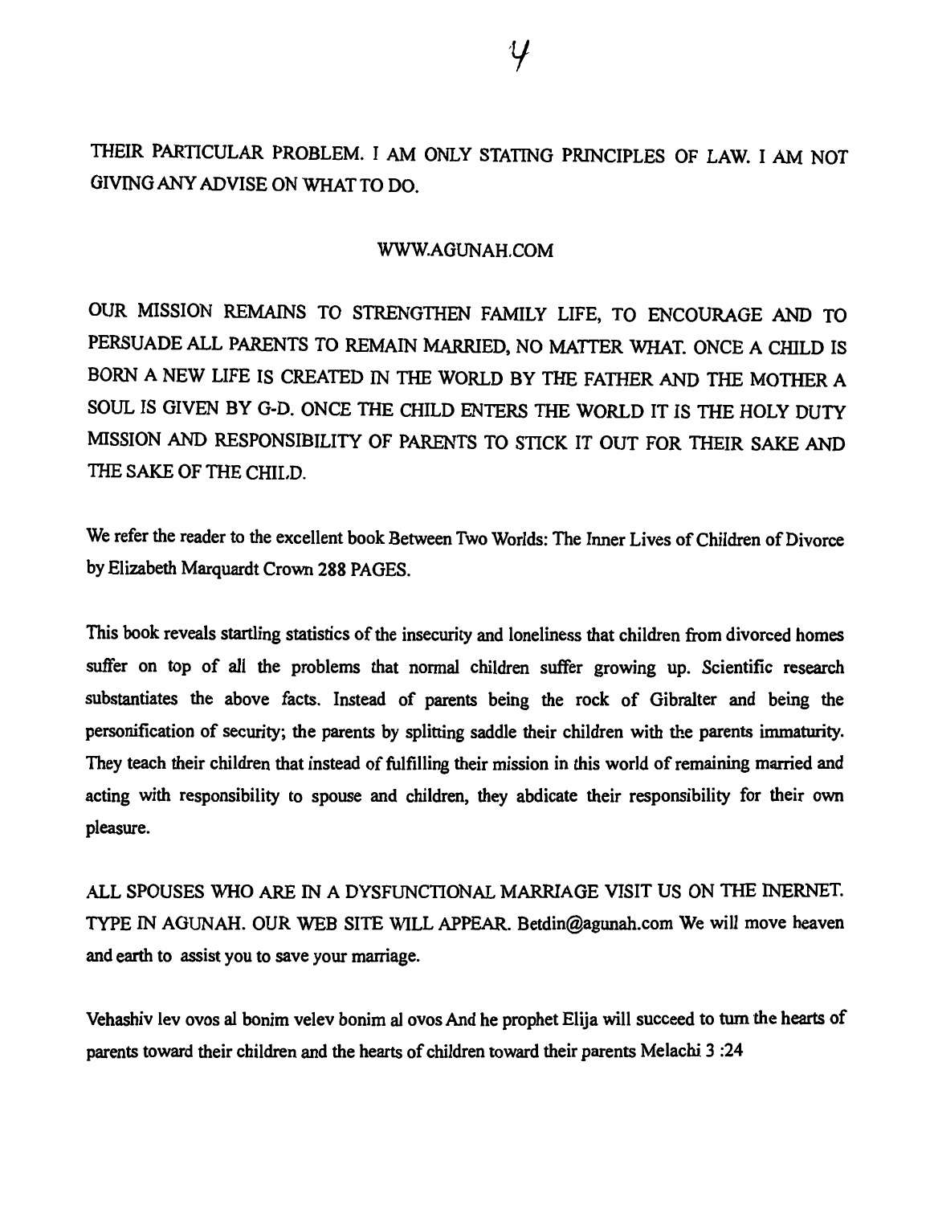THEIR PARTICULAR PROBLEM. I AM ONLY STATING PRINCIPLES OF LAW. I AM NOT GIVING ANY ADVISE ON WHAT TO DO.

WWW.AGUNAH.COM

OUR MISSION REMAINS TO STRENGTHEN FAMILY LIFE, TO ENCOURAGE AND TO PERSUADE ALL PARENTS TO REMAIN MARRIED, NO MATTER WHAT. ONCE A CHILD IS BORN A NEW LIFE IS CREATED IN THE WORLD BY THE FATHER AND THE MOTHER A SOUL IS GIVEN BY G-D. ONCE THE CHILD ENTERS THE WORLD IT IS THE HOLY DUTY MISSION AND RESPONSIBILITY OF PARENTS TO STICK IT OUT FOR THEIR SAKE AND THE SAKE OF THE CHILD.

We refer the reader to the excellent book Between Two Worlds: The Inner Lives of Children of Divorce by Elizabeth Marquardt Crown 288 PAGES.

This book reveals startling statistics of the insecurity and loneliness that children from divorced homes suffer on top of all the problems that normal children suffer growing up. Scientific research substantiates the above facts. Instead of parents being the rock of Gibralter and being the personification of security; the parents by splitting saddle their children with the parents immaturity. They teach their children that instead of fulfilling their mission in this world of remaining married and acting with responsibility to spouse and children, they abdicate their responsibility for their own pleasure.

ALL SPOUSES WHO ARE IN A DYSFUNCTIONAL MARRIAGE VISIT US ON THE INERNET. TYPE IN AGUNAH. OUR WEB SITE WILL APPEAR. Betdin@agunah.com We will move heaven and earth to assist you to save your marriage.

Vehashiv lev ovos al bonim velev bonim al ovos And he prophet Elija will succeed to turn the hearts of parents toward their children and the hearts of children toward their parents Melachi 3 :24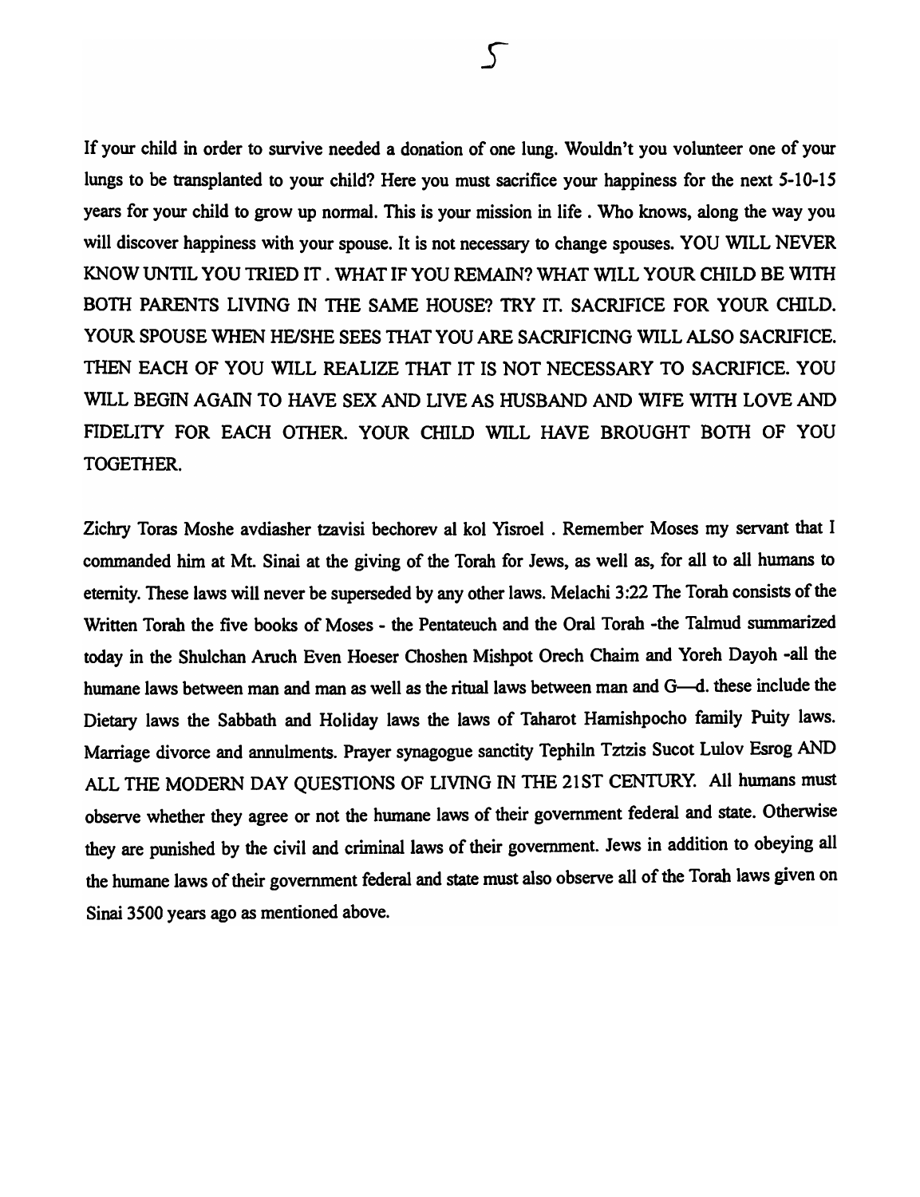If your child in order to survive needed a donation of one lung. Wouldn't you volunteer one of your lungs to be transplanted to your child? Here you must sacrifice your happiness for the next 5-10-15 years for your child to grow up normal. This is your mission in life . Who knows, along the way you will discover happiness with your spouse. It is not necessary to change spouses. YOU WILL NEVER KNOW UNTIL YOU TRIED IT . WHAT IF YOU REMAIN? WHAT WILL YOUR CHILD BE WITH BOTH PARENTS LIVING IN THE SAME HOUSE? TRY IT. SACRIFICE FOR YOUR CHILD. YOUR SPOUSE WHEN HE/SHE SEES THAT YOU ARE SACRIFICING WILL ALSO SACRIFICE. THEN EACH OF YOU WILL REALIZE THAT IT IS NOT NECESSARY TO SACRIFICE. YOU WILL BEGIN AGAIN TO HAVE SEX AND LIVE AS HUSBAND AND WIFE WITH LOVE AND FIDELITY FOR EACH OTHER. YOUR CHILD WILL HAVE BROUGHT BOTH OF YOU TOGETHER.

Zichry Toras Moshe avdiasher tzavisi bechorev al kol Yisroel . Remember Moses my servant that I commanded him at Mt. Sinai at the giving of the Torah for Jews, as well as, for all to all humans to eternity. These laws will never be superseded by any other laws. Melachi 3:22 The Torah consists of the Written Torah the five books of Moses - the Pentateuch and the Oral Torah -the Talmud summarized today in the Shulchan Aruch Even Hoeser Choshen Mishpot Orech Chaim and Yoreh Dayoh -all the humane laws between man and man as well as the ritual laws between man and G—d. these include the Dietary laws the Sabbath and Holiday laws the laws of Taharot Hamishpocho family Puity laws. Marriage divorce and annulments. Prayer synagogue sanctity Tephiln Tztzis Sucot Lulov Esrog AND ALL THE MODERN DAY QUESTIONS OF LIVING IN THE 21ST CENTURY. All humans must observe whether they agree or not the humane laws of their government federal and state. Otherwise they are punished by the civil and criminal laws of their government. Jews in addition to obeying all the humane laws of their government federal and state must also observe all of the Torah laws given on Sinai 3500 years ago as mentioned above.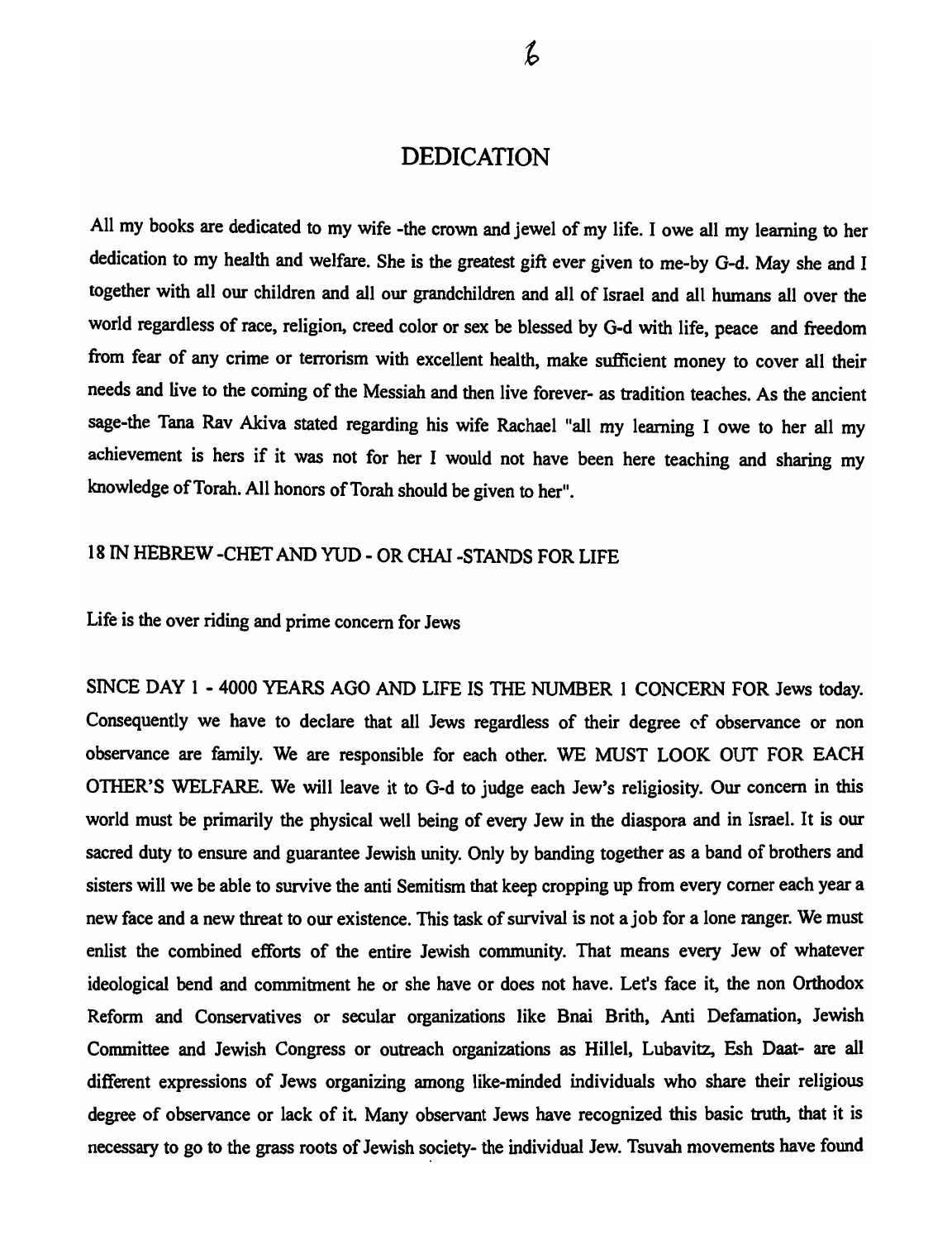# DEDICATION

All my books are dedicated to my wife -the crown and jewel of my life. I owe all my learning to her dedication to my health and welfare. She is the greatest gift ever given to me-by G-d. May she and I together with all our children and all our grandchildren and all of Israel and all humans all over the world regardless of race, religion, creed color or sex be blessed by G-d with life, peace and freedom from fear of any crime or terrorism with excellent health, make sufficient money to cover all their needs and live to the coming of the Messiah and then live forever- as tradition teaches. As the ancient sage-the Tana Rav Akiva stated regarding his wife Rachael "all my learning I owe to her all my achievement is hers if it was not for her I would not have been here teaching and sharing my knowledge of Torah. All honors of Torah should be given to her".

18 IN HEBREW -CHET AND YUD - OR CHAI -STANDS FOR LIFE

Life is the over riding and prime concern for Jews

SINCE DAY 1 - 4000 YEARS AGO AND LIFE IS THE NUMBER 1 CONCERN FOR Jews today. Consequently we have to declare that all Jews regardless of their degree of observance or non observance are family. We are responsible for each other. WE MUST LOOK OUT FOR EACH OTHER'S WELFARE. We will leave it to G-d to judge each Jew's religiosity. Our concern in this world must be primarily the physical well being of every Jew in the diaspora and in Israel. It is our sacred duty to ensure and guarantee Jewish unity. Only by banding together as a band of brothers and sisters will we be able to survive the anti Semitism that keep cropping up from every corner each year a new face and a new threat to our existence. This task of survival is not a job for a lone ranger. We must enlist the combined efforts of the entire Jewish community. That means every Jew of whatever ideological bend and commitment he or she have or does not have. Let's face it, the non Orthodox Reform and Conservatives or secular organizations like Bnai Brith, Anti Defamation, Jewish Committee and Jewish Congress or outreach organizations as Hillel, Lubavitz, Esh Daat- are all different expressions of Jews organizing among like-minded individuals who share their religious degree of observance or lack of it. Many observant Jews have recognized this basic truth, that it is necessary to go to the grass roots of Jewish society- the individual Jew. Tsuvah movements have found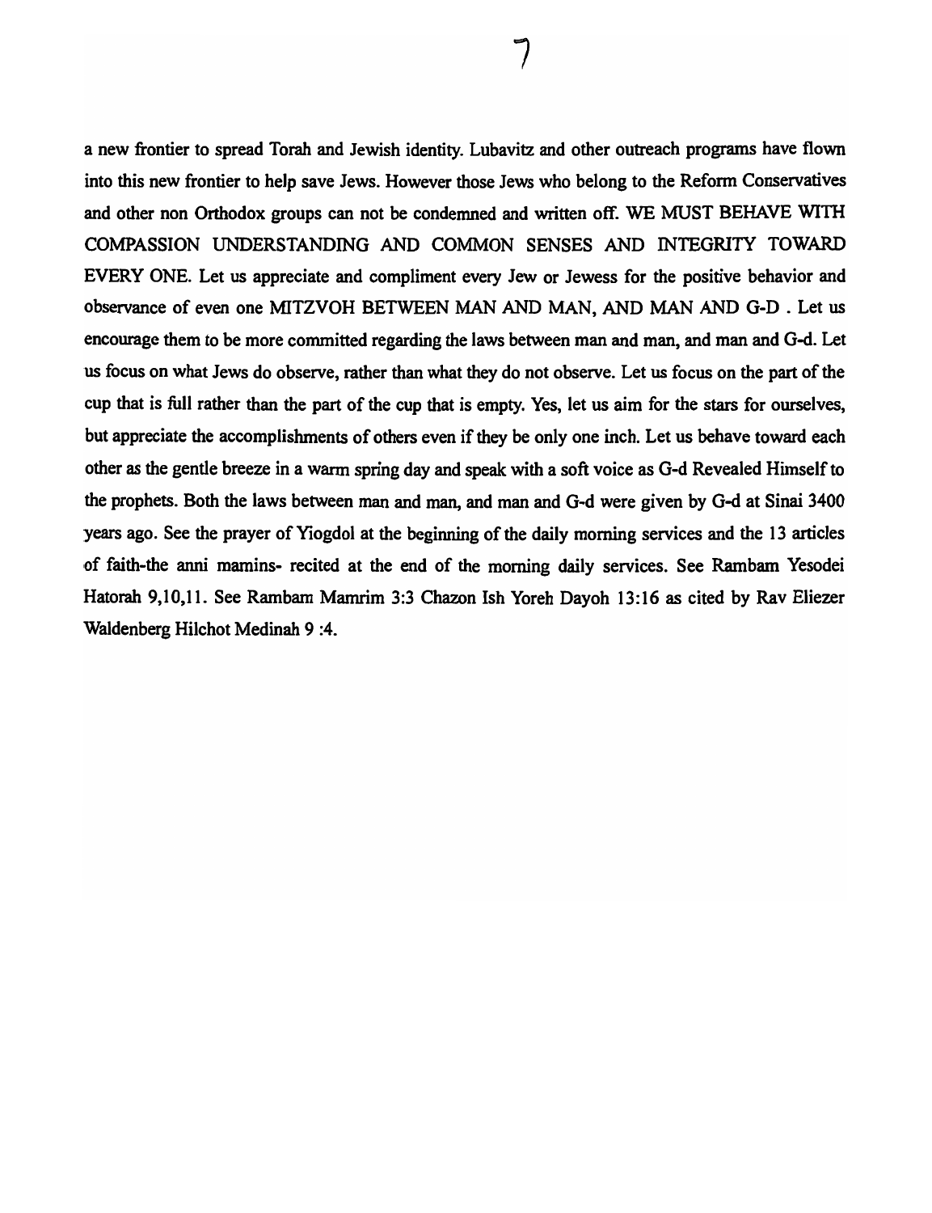a new frontier to spread Torah and Jewish identity. Lubavitz and other outreach programs have flown into this new frontier to help save Jews. However those Jews who belong to the Reform Conservatives and other non Orthodox groups can not be condemned and written off. WE MUST BEHAVE WITH COMPASSION UNDERSTANDING AND COMMON SENSES AND INTEGRITY TOWARD EVERY ONE. Let us appreciate and compliment every Jew or Jewess for the positive behavior and observance of even one MITZVOH BETWEEN MAN AND MAN, AND MAN AND G-D . Let us encourage them to be more committed regarding the laws between man and man, and man and G-d. Let us focus on what Jews do observe, rather than what they do not observe. Let us focus on the part of the cup that is full rather than the part of the cup that is empty. Yes, let us aim for the stars for ourselves, but appreciate the accomplishments of others even if they be only one inch. Let us behave toward each other as the gentle breeze in a warm spring day and speak with a soft voice as G-d Revealed Himself to the prophets. Both the laws between man and man, and man and G-d were given by G-d at Sinai 3400 years ago. See the prayer of Yiogdol at the beginning of the daily morning services and the 13 articles of faith-the anni mamins- recited at the end of the morning daily services. See Rambam Yesodei Hatorah 9,10,11. See Rambam Mamrim 3:3 Chazon Ish Yoreh Dayoh 13:16 as cited by Rav Eliezer Waldenberg Hilchot Medinah 9 :4.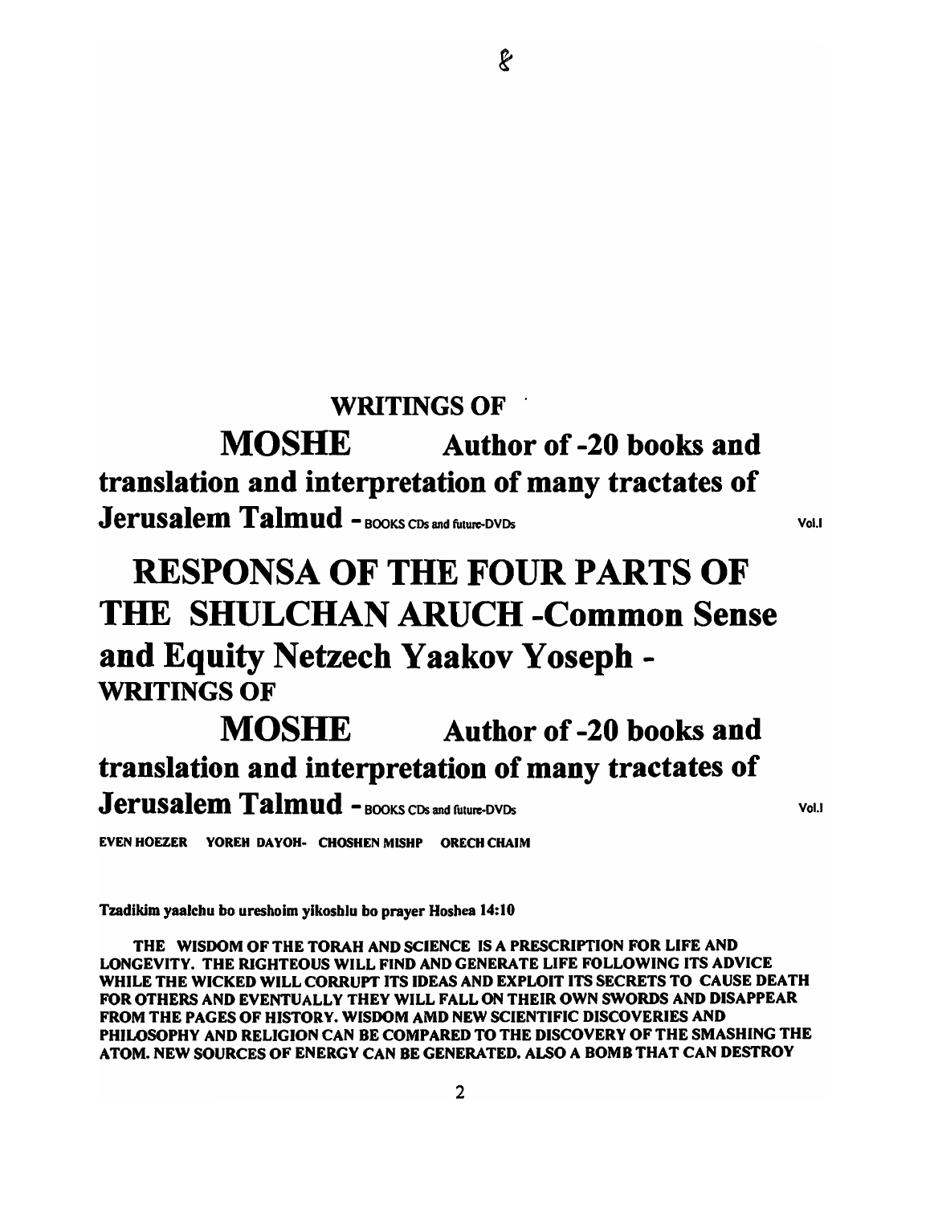&

**WRITINGS OF**

**MOSHE Author of -20 books and translation and interpretation of many tractates of Jerusalem Talmud** - BOOKS CDs and future-DVDs Vol.I

# RESPONSA OF THE FOUR PARTS OF THE SHULCHAN ARUCH -Common Sense and Equity Netzech Yaakov Yoseph -

**WRITINGS OF**

**MOSHE Author of -20 books and translation and interpretation of many tractates of Jerusalem Talmud** - BOOKS CDs and future-DVDs Vol.I

**EVEN HOEZER YOREH DAYOH- CHOSHEN MISHP ORECH CHAIM**

**Tzadikim yaalchu bo ureshoim yikoshlu bo prayer Hoshea 14:10**

**THE WISDOM OF THE TORAH AND SCIENCE IS A PRESCRIPTION FOR LIFE AND LONGEVITY. THE RIGHTEOUS WILL FIND AND GENERATE LIFE FOLLOWING ITS ADVICE WHILE THE WICKED WILL CORRUPT ITS IDEAS AND EXPLOIT ITS SECRETS TO CAUSE DEATH FOR OTHERS AND EVENTUALLY THEY WILL FALL ON THEIR OWN SWORDS AND DISAPPEAR FROM THE PAGES OF HISTORY. WISDOM AMD NEW SCIENTIFIC DISCOVERIES AND PHILOSOPHY AND RELIGION CAN BE COMPARED TO THE DISCOVERY OF THE SMASHING THE ATOM. NEW SOURCES OF ENERGY CAN BE GENERATED. ALSO A BOMB THAT CAN DESTROY**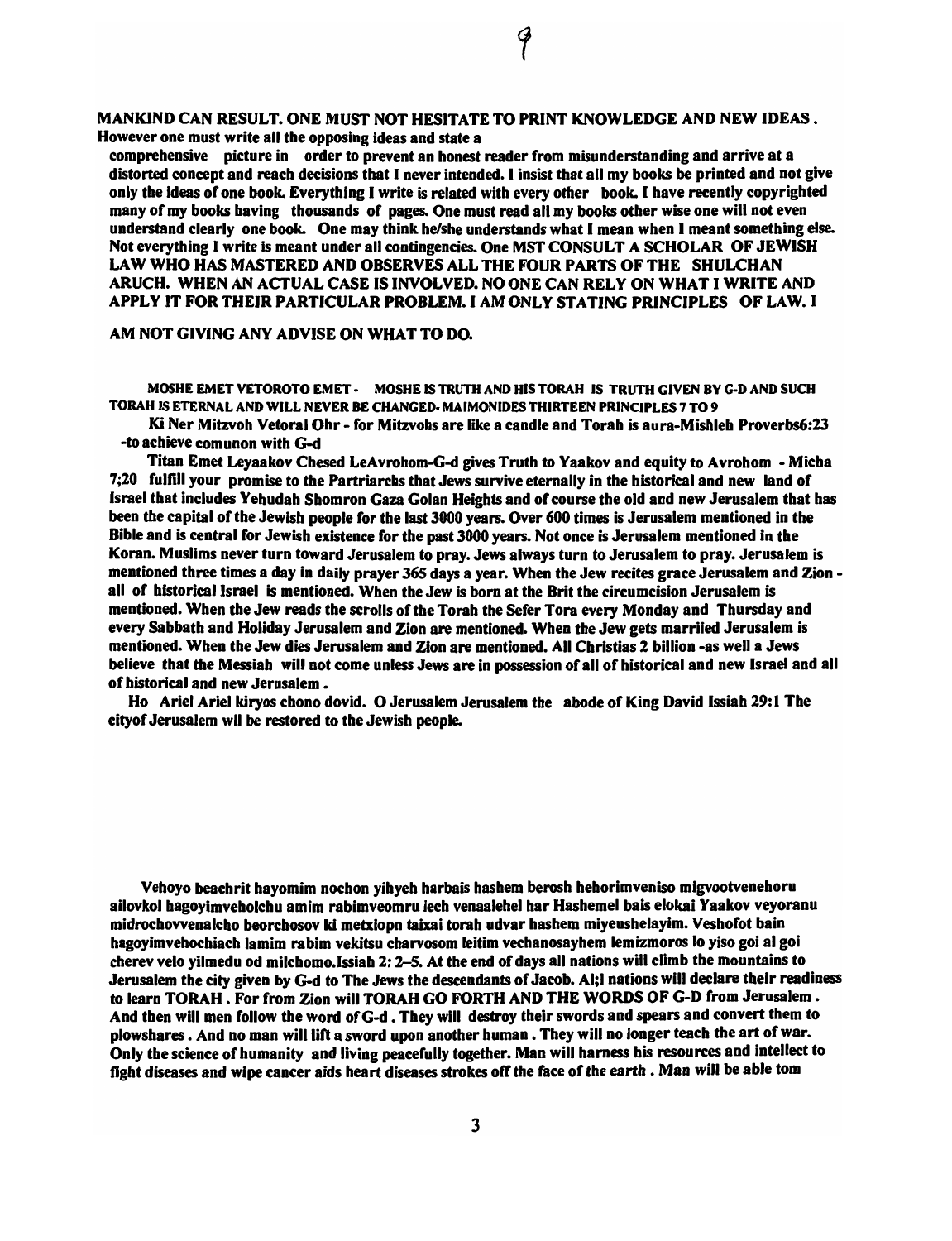**MANKIND CAN RESULT. ONE MUST NOT HESITATE TO PRINT KNOWLEDGE AND NEW IDEAS.**
However one must write all the opposing ideas and state a comprehensive picture in order to prevent an honest reader from misunderstanding and arrive at a distorted concept and reach decisions that I never intended. I insist that all my books be printed and not give only the ideas of one book. Everything I write is related with every other book. I have recently copyrighted many of my books having thousands of pages. One must read all my books other wise one will not even understand clearly one book. One may think he/she understands what I mean when I meant something else. Not everything I write is meant under all contingencies. One MST CONSULT A SCHOLAR OF JEWISH LAW WHO HAS MASTERED AND OBSERVES ALL THE FOUR PARTS OF THE SHULCHAN ARUCH. WHEN AN ACTUAL CASE IS INVOLVED. NO ONE CAN RELY ON WHAT I WRITE AND APPLY IT FOR THEIR PARTICULAR PROBLEM. I AM ONLY STATING PRINCIPLES OF LAW. I AM NOT GIVING ANY ADVISE ON WHAT TO DO.

MOSHE EMET VETOROTO EMET - MOSHE IS TRUTH AND HIS TORAH IS TRUTH GIVEN BY G-D AND SUCH TORAH IS ETERNAL AND WILL NEVER BE CHANGED- MAIMONIDES THIRTEEN PRINCIPLES 7 TO 9

Ki Ner Mitzvoh Vetoral Ohr - for Mitzvohs are like a candle and Torah is aura-Mishleh Proverbs6:23 -to achieve comunon with G-d

Titan Emet Leyaakov Chesed LeAvrohom-G-d gives Truth to Yaakov and equity to Avrohom - Micha 7;20 fulfill your promise to the Partriarchs that Jews survive eternally in the historical and new land of Israel that includes Yehudah Shomron Gaza Golan Heights and of course the old and new Jerusalem that has been the capital of the Jewish people for the last 3000 years. Over 600 times is Jerusalem mentioned in the Bible and is central for Jewish existence for the past 3000 years. Not once is Jerusalem mentioned in the Koran. Muslims never turn toward Jerusalem to pray. Jews always turn to Jerusalem to pray. Jerusalem is mentioned three times a day in daily prayer 365 days a year. When the Jew recites grace Jerusalem and Zion - all of historical Israel is mentioned. When the Jew is born at the Brit the circumcision Jerusalem is mentioned. When the Jew reads the scrolls of the Torah the Sefer Tora every Monday and Thursday and every Sabbath and Holiday Jerusalem and Zion are mentioned. When the Jew gets marriied Jerusalem is mentioned. When the Jew dies Jerusalem and Zion are mentioned. All Christias 2 billion -as well a Jews believe that the Messiah will not come unless Jews are in possession of all of historical and new Israel and all of historical and new Jerusalem.

Ho Ariel Ariel kiryos chono dovid. O Jerusalem Jerusalem the abode of King David Issiah 29:1 The cityof Jerusalem wil be restored to the Jewish people.

Vehoyo beachrit hayomim nochon yihyeh harbais hashem berosh hehorimveniso migvootvenehoru ailovkol hagoyimveholchu amim rabimveomru lech venaalehel har Hashemel bais elokai Yaakov veyoranu midrochovvenalcho beorchosov ki metxiopn taixai torah udvar hashem miyeushelayim. Veshofot bain hagoyimvehochiach lamim rabim vekitsu charvosom leitim vechanosayhem lemizmoros lo yiso goi al goi cherev velo yilmedu od milchomo.Issiah 2: 2-5. At the end of days all nations will climb the mountains to Jerusalem the city given by G-d to The Jews the descendants of Jacob. Al;l nations will declare their readiness to learn TORAH. For from Zion will TORAH GO FORTH AND THE WORDS OF G-D from Jerusalem. And then will men follow the word of G-d. They will destroy their swords and spears and convert them to plowshares. And no man will lift a sword upon another human. They will no longer teach the art of war. Only the science of humanity and living peacefully together. Man will harness his resources and intellect to fight diseases and wipe cancer aids heart diseases strokes off the face of the earth. Man will be able tom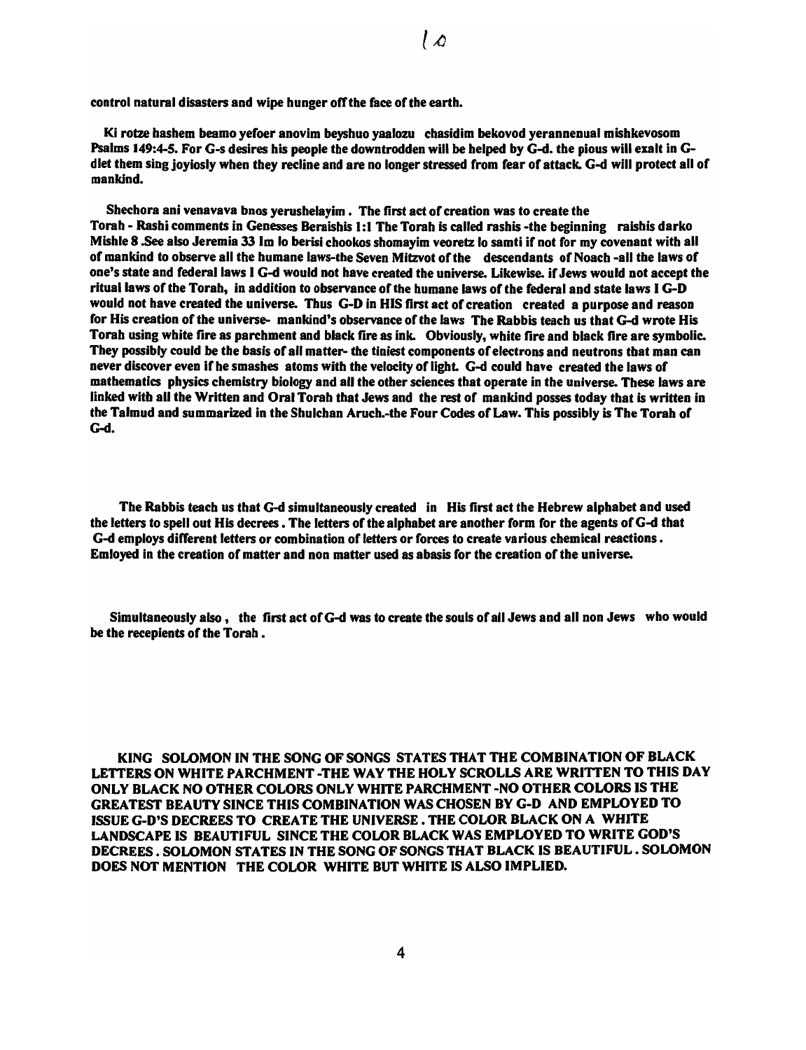control natural disasters and wipe hunger off the face of the earth.

Ki rotze hashem beamo yefoer anovim beyshuo yaalozu chasidim bekovod yerannenual mishkevosom Psalms 149:4-5. For G-s desires his people the downtrodden will be helped by G-d. the pious will exalt in G-dlet them sing joyiosly when they recline and are no longer stressed from fear of attack. G-d will protect all of mankind.

Shechora ani venavava bnos yerushelayim . The first act of creation was to create the Torah - Rashi comments in Genesses Beraishis 1:1 The Torah is called rashis -the beginning raishis darko Mishle 8 .See also Jeremia 33 Im lo berisi chookos shomayim veoretz lo samti if not for my covenant with all of mankind to observe all the humane laws-the Seven Mitzvot of the descendants of Noach -all the laws of one's state and federal laws I G-d would not have created the universe. Likewise. if Jews would not accept the ritual laws of the Torah, in addition to observance of the humane laws of the federal and state laws I G-D would not have created the universe. Thus G-D in HIS first act of creation created a purpose and reason for His creation of the universe- mankind's observance of the laws The Rabbis teach us that G-d wrote His Torah using white fire as parchment and black fire as ink. Obviously, white fire and black fire are symbolic. They possibly could be the basis of all matter- the tiniest components of electrons and neutrons that man can never discover even if he smashes atoms with the velocity of light. G-d could have created the laws of mathematics physics chemistry biology and all the other sciences that operate in the universe. These laws are linked with all the Written and Oral Torah that Jews and the rest of mankind posses today that is written in the Talmud and summarized in the Shulchan Aruch.-the Four Codes of Law. This possibly is The Torah of G-d.

The Rabbis teach us that G-d simultaneously created in His first act the Hebrew alphabet and used the letters to spell out His decrees . The letters of the alphabet are another form for the agents of G-d that G-d employs different letters or combination of letters or forces to create various chemical reactions . Emloyed in the creation of matter and non matter used as abasis for the creation of the universe.

Simultaneously also , the first act of G-d was to create the souls of all Jews and all non Jews who would be the recepients of the Torah .

KING SOLOMON IN THE SONG OF SONGS STATES THAT THE COMBINATION OF BLACK LETTERS ON WHITE PARCHMENT -THE WAY THE HOLY SCROLLS ARE WRITTEN TO THIS DAY ONLY BLACK NO OTHER COLORS ONLY WHITE PARCHMENT -NO OTHER COLORS IS THE GREATEST BEAUTY SINCE THIS COMBINATION WAS CHOSEN BY G-D AND EMPLOYED TO ISSUE G-D'S DECREES TO CREATE THE UNIVERSE . THE COLOR BLACK ON A WHITE LANDSCAPE IS BEAUTIFUL SINCE THE COLOR BLACK WAS EMPLOYED TO WRITE GOD'S DECREES . SOLOMON STATES IN THE SONG OF SONGS THAT BLACK IS BEAUTIFUL . SOLOMON DOES NOT MENTION THE COLOR WHITE BUT WHITE IS ALSO IMPLIED.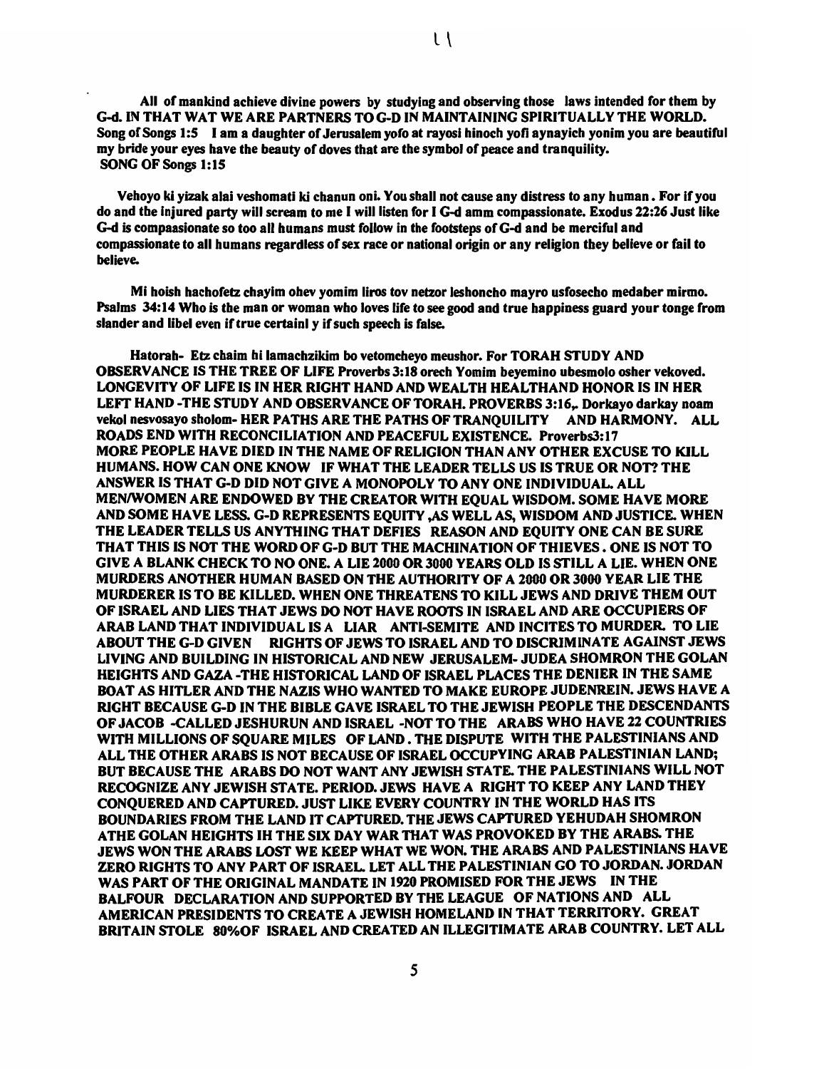All of mankind achieve divine powers by studying and observing those laws intended for them by G-d. IN THAT WAT WE ARE PARTNERS TO G-D IN MAINTAINING SPIRITUALLY THE WORLD. Song of Songs 1:5 I am a daughter of Jerusalem yofo at rayosi hinoch yofi aynayich yonim you are beautiful my bride your eyes have the beauty of doves that are the symbol of peace and tranquility. SONG OF Songs 1:15

Vehoyo ki yizak alai veshomati ki chanun oni. You shall not cause any distress to any human. For if you do and the injured party will scream to me I will listen for I G-d amm compassionate. Exodus 22:26 Just like G-d is compaasionate so too all humans must follow in the footsteps of G-d and be merciful and compassionate to all humans regardless of sex race or national origin or any religion they believe or fail to believe.

Mi hoish hachofetz chayim ohev yomim liros tov netzor leshoncho mayro usfosecho medaber mirmo. Psalms 34:14 Who is the man or woman who loves life to see good and true happiness guard your tonge from slander and libel even if true certainl y if such speech is false.

Hatorah- Etz chaim hi lamachzikim bo vetomcheyo meushor. For TORAH STUDY AND OBSERVANCE IS THE TREE OF LIFE Proverbs 3:18 orech Yomim beyemino ubesmolo osher vekoved. LONGEVITY OF LIFE IS IN HER RIGHT HAND AND WEALTH HEALTHAND HONOR IS IN HER LEFT HAND -THE STUDY AND OBSERVANCE OF TORAH. PROVERBS 3:16,. Dorkayo darkay noam vekol nesvosayo sholom- HER PATHS ARE THE PATHS OF TRANQUILITY AND HARMONY. ALL ROADS END WITH RECONCILIATION AND PEACEFUL EXISTENCE. Proverbs3:17 MORE PEOPLE HAVE DIED IN THE NAME OF RELIGION THAN ANY OTHER EXCUSE TO KILL HUMANS. HOW CAN ONE KNOW IF WHAT THE LEADER TELLS US IS TRUE OR NOT? THE ANSWER IS THAT G-D DID NOT GIVE A MONOPOLY TO ANY ONE INDIVIDUAL. ALL MEN/WOMEN ARE ENDOWED BY THE CREATOR WITH EQUAL WISDOM. SOME HAVE MORE AND SOME HAVE LESS. G-D REPRESENTS EQUITY ,AS WELL AS, WISDOM AND JUSTICE. WHEN THE LEADER TELLS US ANYTHING THAT DEFIES REASON AND EQUITY ONE CAN BE SURE THAT THIS IS NOT THE WORD OF G-D BUT THE MACHINATION OF THIEVES. ONE IS NOT TO GIVE A BLANK CHECK TO NO ONE. A LIE 2000 OR 3000 YEARS OLD IS STILL A LIE. WHEN ONE MURDERS ANOTHER HUMAN BASED ON THE AUTHORITY OF A 2000 OR 3000 YEAR LIE THE MURDERER IS TO BE KILLED. WHEN ONE THREATENS TO KILL JEWS AND DRIVE THEM OUT OF ISRAEL AND LIES THAT JEWS DO NOT HAVE ROOTS IN ISRAEL AND ARE OCCUPIERS OF ARAB LAND THAT INDIVIDUAL IS A LIAR ANTI-SEMITE AND INCITES TO MURDER. TO LIE ABOUT THE G-D GIVEN RIGHTS OF JEWS TO ISRAEL AND TO DISCRIMINATE AGAINST JEWS LIVING AND BUILDING IN HISTORICAL AND NEW JERUSALEM- JUDEA SHOMRON THE GOLAN HEIGHTS AND GAZA -THE HISTORICAL LAND OF ISRAEL PLACES THE DENIER IN THE SAME BOAT AS HITLER AND THE NAZIS WHO WANTED TO MAKE EUROPE JUDENREIN. JEWS HAVE A RIGHT BECAUSE G-D IN THE BIBLE GAVE ISRAEL TO THE JEWISH PEOPLE THE DESCENDANTS OF JACOB -CALLED JESHURUN AND ISRAEL -NOT TO THE ARABS WHO HAVE 22 COUNTRIES WITH MILLIONS OF SQUARE MILES OF LAND. THE DISPUTE WITH THE PALESTINIANS AND ALL THE OTHER ARABS IS NOT BECAUSE OF ISRAEL OCCUPYING ARAB PALESTINIAN LAND; BUT BECAUSE THE ARABS DO NOT WANT ANY JEWISH STATE. THE PALESTINIANS WILL NOT RECOGNIZE ANY JEWISH STATE. PERIOD. JEWS HAVE A RIGHT TO KEEP ANY LAND THEY CONQUERED AND CAPTURED. JUST LIKE EVERY COUNTRY IN THE WORLD HAS ITS BOUNDARIES FROM THE LAND IT CAPTURED. THE JEWS CAPTURED YEHUDAH SHOMRON ATHE GOLAN HEIGHTS IH THE SIX DAY WAR THAT WAS PROVOKED BY THE ARABS. THE JEWS WON THE ARABS LOST WE KEEP WHAT WE WON. THE ARABS AND PALESTINIANS HAVE ZERO RIGHTS TO ANY PART OF ISRAEL. LET ALL THE PALESTINIAN GO TO JORDAN. JORDAN WAS PART OF THE ORIGINAL MANDATE IN 1920 PROMISED FOR THE JEWS IN THE BALFOUR DECLARATION AND SUPPORTED BY THE LEAGUE OF NATIONS AND ALL AMERICAN PRESIDENTS TO CREATE A JEWISH HOMELAND IN THAT TERRITORY. GREAT BRITAIN STOLE 80%OF ISRAEL AND CREATED AN ILLEGITIMATE ARAB COUNTRY. LET ALL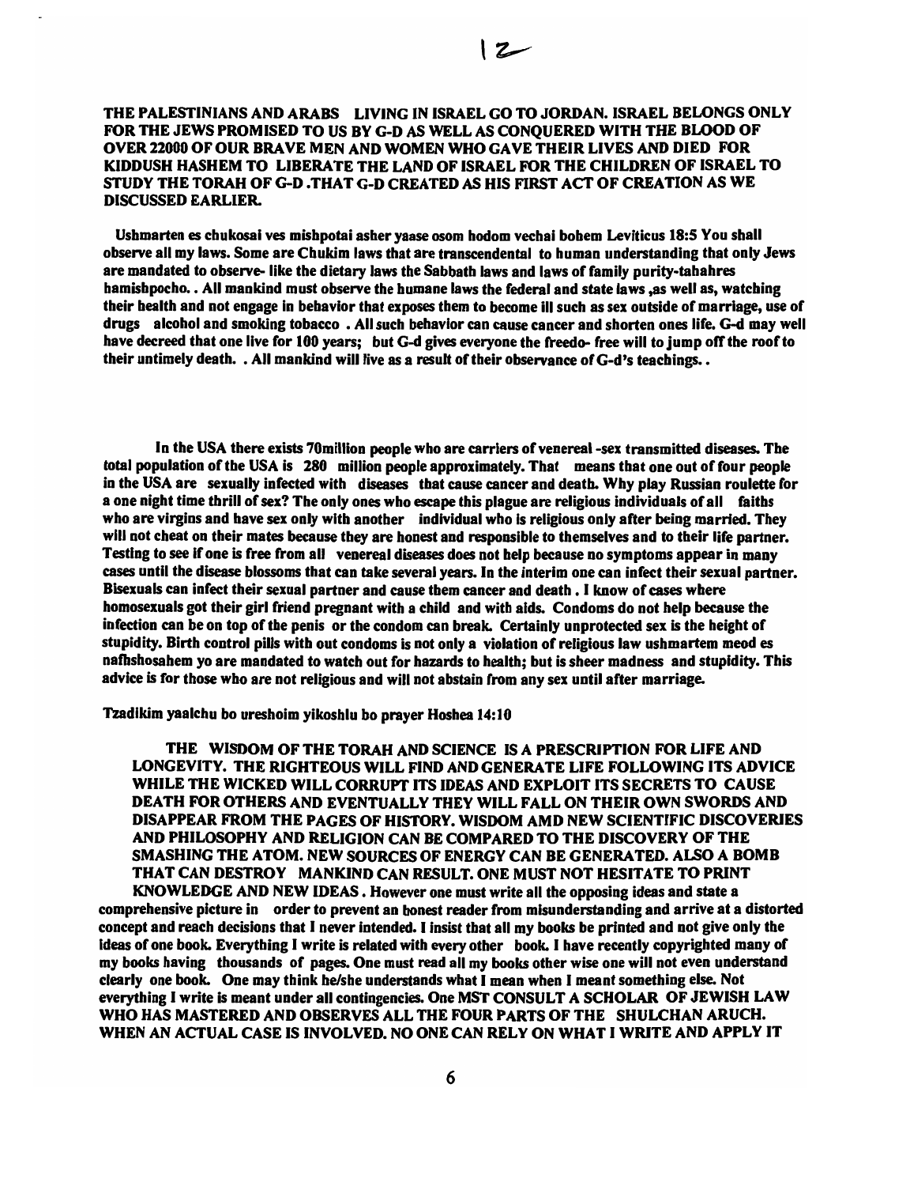**THE PALESTINIANS AND ARABS LIVING IN ISRAEL GO TO JORDAN. ISRAEL BELONGS ONLY FOR THE JEWS PROMISED TO US BY G-D AS WELL AS CONQUERED WITH THE BLOOD OF OVER 22000 OF OUR BRAVE MEN AND WOMEN WHO GAVE THEIR LIVES AND DIED FOR KIDDUSH HASHEM TO LIBERATE THE LAND OF ISRAEL FOR THE CHILDREN OF ISRAEL TO STUDY THE TORAH OF G-D .THAT G-D CREATED AS HIS FIRST ACT OF CREATION AS WE DISCUSSED EARLIER.**

**Ushmarten es chukosai ves mishpotai asher yaase osom hodom vechai bohem Leviticus 18:5 You shall observe all my laws. Some are Chukim laws that are transcendental to human understanding that only Jews are mandated to observe- like the dietary laws the Sabbath laws and laws of family purity-tahahres hamishpocho. . All mankind must observe the humane laws the federal and state laws ,as well as, watching their health and not engage in behavior that exposes them to become ill such as sex outside of marriage, use of drugs alcohol and smoking tobacco . All such behavior can cause cancer and shorten ones life. G-d may well have decreed that one live for 100 years; but G-d gives everyone the freedo- free will to jump off the roof to their untimely death. . All mankind will live as a result of their observance of G-d's teachings. .**

**In the USA there exists 70million people who are carriers of venereal -sex transmitted diseases. The total population of the USA is 280 million people approximately. That means that one out of four people in the USA are sexually infected with diseases that cause cancer and death. Why play Russian roulette for a one night time thrill of sex? The only ones who escape this plague are religious individuals of all faiths who are virgins and have sex only with another individual who is religious only after being married. They will not cheat on their mates because they are honest and responsible to themselves and to their life partner. Testing to see if one is free from all venereal diseases does not help because no symptoms appear in many cases until the disease blossoms that can take several years. In the interim one can infect their sexual partner. Bisexuals can infect their sexual partner and cause them cancer and death . I know of cases where homosexuals got their girl friend pregnant with a child and with aids. Condoms do not help because the infection can be on top of the penis or the condom can break. Certainly unprotected sex is the height of stupidity. Birth control pills with out condoms is not only a violation of religious law ushmartem meod es nafhshosahem yo are mandated to watch out for hazards to health; but is sheer madness and stupidity. This advice is for those who are not religious and will not abstain from any sex until after marriage.**

**Tzadikim yaalchu bo ureshoim yikoshlu bo prayer Hoshea 14:10**

**THE WISDOM OF THE TORAH AND SCIENCE IS A PRESCRIPTION FOR LIFE AND LONGEVITY. THE RIGHTEOUS WILL FIND AND GENERATE LIFE FOLLOWING ITS ADVICE WHILE THE WICKED WILL CORRUPT ITS IDEAS AND EXPLOIT ITS SECRETS TO CAUSE DEATH FOR OTHERS AND EVENTUALLY THEY WILL FALL ON THEIR OWN SWORDS AND DISAPPEAR FROM THE PAGES OF HISTORY. WISDOM AMD NEW SCIENTIFIC DISCOVERIES AND PHILOSOPHY AND RELIGION CAN BE COMPARED TO THE DISCOVERY OF THE SMASHING THE ATOM. NEW SOURCES OF ENERGY CAN BE GENERATED. ALSO A BOMB THAT CAN DESTROY MANKIND CAN RESULT. ONE MUST NOT HESITATE TO PRINT KNOWLEDGE AND NEW IDEAS . However one must write all the opposing ideas and state a comprehensive picture in order to prevent an honest reader from misunderstanding and arrive at a distorted concept and reach decisions that I never intended. I insist that all my books be printed and not give only the ideas of one book. Everything I write is related with every other book. I have recently copyrighted many of my books having thousands of pages. One must read all my books other wise one will not even understand clearly one book. One may think he/she understands what I mean when I meant something else. Not everything I write is meant under all contingencies. One MST CONSULT A SCHOLAR OF JEWISH LAW WHO HAS MASTERED AND OBSERVES ALL THE FOUR PARTS OF THE SHULCHAN ARUCH. WHEN AN ACTUAL CASE IS INVOLVED. NO ONE CAN RELY ON WHAT I WRITE AND APPLY IT**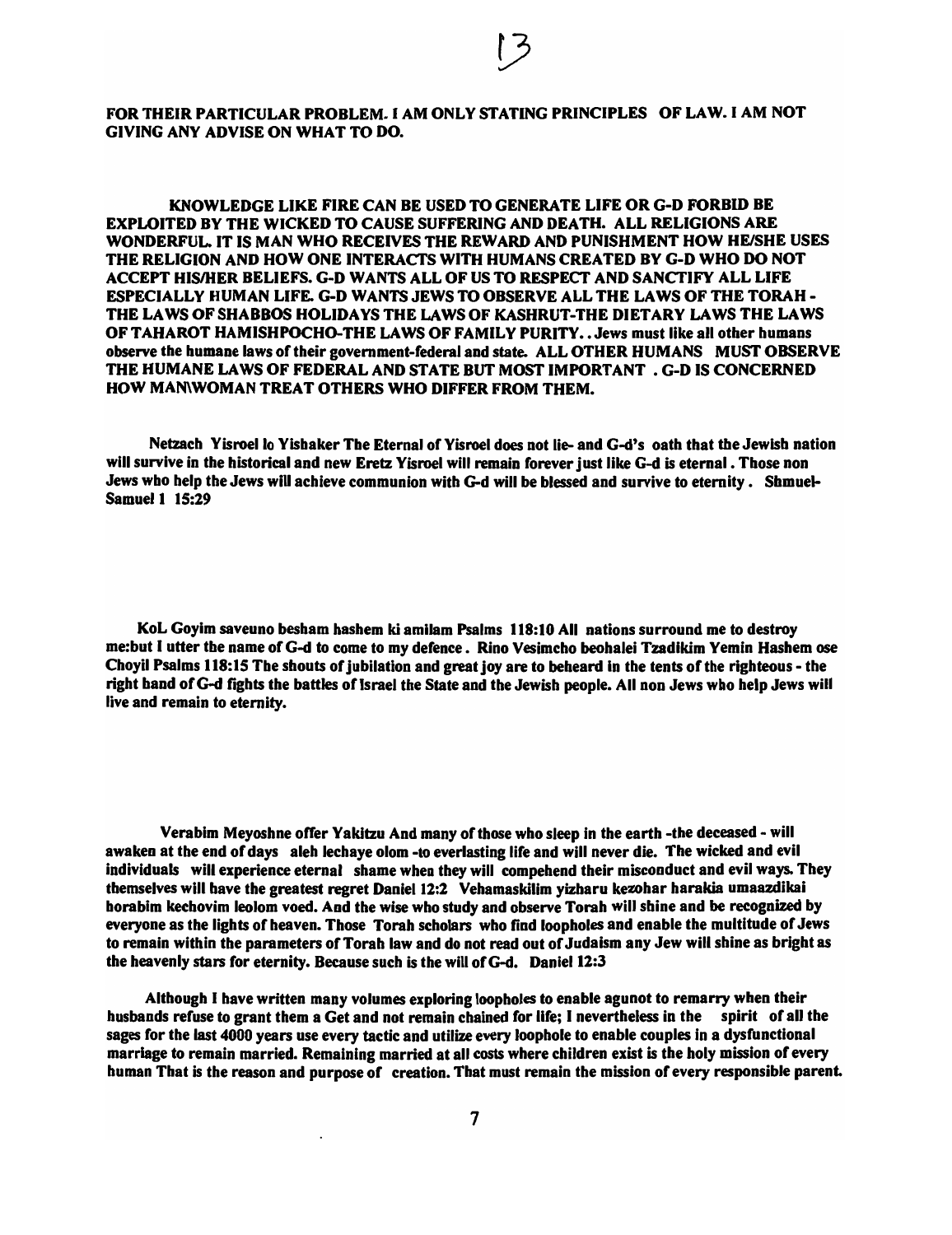FOR THEIR PARTICULAR PROBLEM. I AM ONLY STATING PRINCIPLES OF LAW. I AM NOT GIVING ANY ADVISE ON WHAT TO DO.

KNOWLEDGE LIKE FIRE CAN BE USED TO GENERATE LIFE OR G-D FORBID BE EXPLOITED BY THE WICKED TO CAUSE SUFFERING AND DEATH. ALL RELIGIONS ARE WONDERFUL. IT IS MAN WHO RECEIVES THE REWARD AND PUNISHMENT HOW HE/SHE USES THE RELIGION AND HOW ONE INTERACTS WITH HUMANS CREATED BY G-D WHO DO NOT ACCEPT HIS/HER BELIEFS. G-D WANTS ALL OF US TO RESPECT AND SANCTIFY ALL LIFE ESPECIALLY HUMAN LIFE. G-D WANTS JEWS TO OBSERVE ALL THE LAWS OF THE TORAH - THE LAWS OF SHABBOS HOLIDAYS THE LAWS OF KASHRUT-THE DIETARY LAWS THE LAWS OF TAHAROT HAMISHPOCHO-THE LAWS OF FAMILY PURITY. . Jews must like all other humans observe the humane laws of their government-federal and state. ALL OTHER HUMANS MUST OBSERVE THE HUMANE LAWS OF FEDERAL AND STATE BUT MOST IMPORTANT . G-D IS CONCERNED HOW MAN\WOMAN TREAT OTHERS WHO DIFFER FROM THEM.

Netzach Yisroel lo Yishaker The Eternal of Yisroel does not lie- and G-d's oath that the Jewish nation will survive in the historical and new Eretz Yisroel will remain forever just like G-d is eternal. Those non Jews who help the Jews will achieve communion with G-d will be blessed and survive to eternity. Shmuel-Samuel 1 15:29

KoL Goyim saveuno besham hashem ki amilam Psalms 118:10 All nations surround me to destroy me:but I utter the name of G-d to come to my defence. Rino Vesimcho beohalei Tzadikim Yemin Hashem ose Choyil Psalms 118:15 The shouts of jubilation and great joy are to beheard in the tents of the righteous - the right hand of G-d fights the battles of Israel the State and the Jewish people. All non Jews who help Jews will live and remain to eternity.

Verabim Meyoshne offer Yakitzu And many of those who sleep in the earth -the deceased - will awaken at the end of days aleh lechaye olom -to everlasting life and will never die. The wicked and evil individuals will experience eternal shame when they will compehend their misconduct and evil ways. They themselves will have the greatest regret Daniel 12:2 Vehamaskilim yizharu kezohar harakia umaazdikai horabim kechovim leolom voed. And the wise who study and observe Torah will shine and be recognized by everyone as the lights of heaven. Those Torah scholars who find loopholes and enable the multitude of Jews to remain within the parameters of Torah law and do not read out of Judaism any Jew will shine as bright as the heavenly stars for eternity. Because such is the will of G-d. Daniel 12:3

Although I have written many volumes exploring loopholes to enable agunot to remarry when their husbands refuse to grant them a Get and not remain chained for life; I nevertheless in the spirit of all the sages for the last 4000 years use every tactic and utilize every loophole to enable couples in a dysfunctional marriage to remain married. Remaining married at all costs where children exist is the holy mission of every human That is the reason and purpose of creation. That must remain the mission of every responsible parent.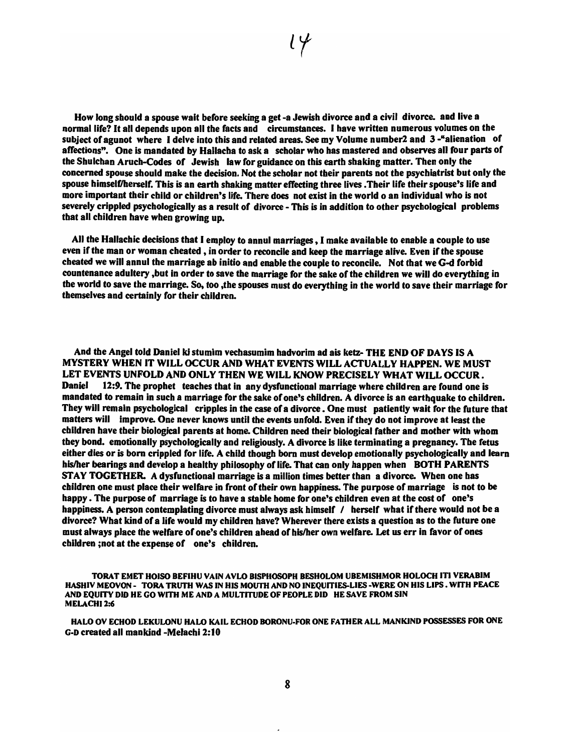**How long should a spouse wait before seeking a get -a Jewish divorce and a civil divorce. and live a normal life? It all depends upon all the facts and circumstances. I have written numerous volumes on the subject of agunot where I delve into this and related areas. See my Volume number2 and 3 -"alienation of affections". One is mandated by Hallacha to ask a scholar who has mastered and observes all four parts of the Shulchan Aruch-Codes of Jewish law for guidance on this earth shaking matter. Then only the concerned spouse should make the decision. Not the scholar not their parents not the psychiatrist but only the spouse himself/herself. This is an earth shaking matter effecting three lives .Their life their spouse's life and more important their child or children's life. There does not exist in the world o an individual who is not severely crippled psychologically as a result of divorce - This is in addition to other psychological problems that all children have when growing up.**

**All the Hallachic decisions that I employ to annul marriages , I make available to enable a couple to use even if the man or woman cheated , in order to reconcile and keep the marriage alive. Even if the spouse cheated we will annul the marriage ab initio and enable the couple to reconcile. Not that we G-d forbid countenance adultery ,but in order to save the marriage for the sake of the children we will do everything in the world to save the marriage. So, too ,the spouses must do everything in the world to save their marriage for themselves and certainly for their children.**

**And the Angel told Daniel ki stumim vechasumim hadvorim ad ais ketz- THE END OF DAYS IS A MYSTERY WHEN IT WILL OCCUR AND WHAT EVENTS WILL ACTUALLY HAPPEN. WE MUST LET EVENTS UNFOLD AND ONLY THEN WE WILL KNOW PRECISELY WHAT WILL OCCUR. Daniel 12:9. The prophet teaches that in any dysfunctional marriage where children are found one is mandated to remain in such a marriage for the sake of one's children. A divorce is an earthquake to children. They will remain psychological cripples in the case of a divorce . One must patiently wait for the future that matters will improve. One never knows until the events unfold. Even if they do not improve at least the children have their biological parents at home. Children need their biological father and mother with whom they bond. emotionally psychologically and religiously. A divorce is like terminating a pregnancy. The fetus either dies or is born crippled for life. A child though born must develop emotionally psychologically and learn his/her bearings and develop a healthy philosophy of life. That can only happen when BOTH PARENTS STAY TOGETHER. A dysfunctional marriage is a million times better than a divorce. When one has children one must place their welfare in front of their own happiness. The purpose of marriage is not to be happy . The purpose of marriage is to have a stable home for one's children even at the cost of one's happiness. A person contemplating divorce must always ask himself / herself what if there would not be a divorce? What kind of a life would my children have? Wherever there exists a question as to the future one must always place the welfare of one's children ahead of his/her own welfare. Let us err in favor of ones children ;not at the expense of one's children.**

**TORAT EMET HOISO BEFIHU VAIN AVLO BISPHOSOPH BESHOLOM UBEMISHMOR HOLOCH ITI VERABIM HASHIV MEOVON - TORA TRUTH WAS IN HIS MOUTH AND NO INEQUITIES-LIES -WERE ON HIS LIPS. WITH PEACE AND EQUITY DID HE GO WITH ME AND A MULTITUDE OF PEOPLE DID HE SAVE FROM SIN MELACHI 2:6**

**HALO OV ECHOD LEKULONU HALO KAIL ECHOD BORONU-FOR ONE FATHER ALL MANKIND POSSESSES FOR ONE G-D created all mankind -Melachi 2:10**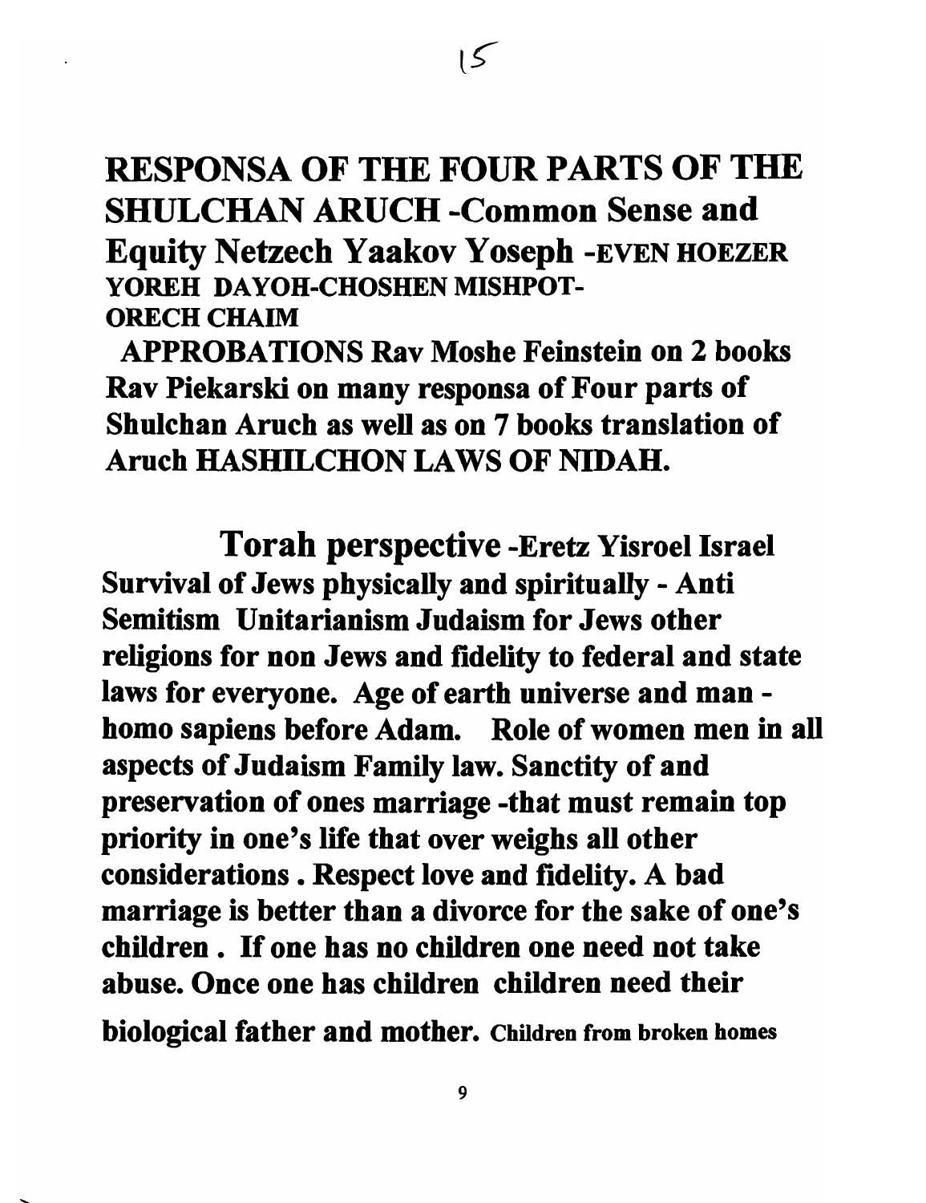**RESPONSA OF THE FOUR PARTS OF THE SHULCHAN ARUCH -Common Sense and Equity Netzech Yaakov Yoseph -EVEN HOEZER YOREH DAYOH-CHOSHEN MISHPOT-ORECH CHAIM**

**APPROBATIONS Rav Moshe Feinstein on 2 books Rav Piekarski on many responsa of Four parts of Shulchan Aruch as well as on 7 books translation of Aruch HASHILCHON LAWS OF NIDAH.**

**Torah perspective -Eretz Yisroel Israel Survival of Jews physically and spiritually - Anti Semitism Unitarianism Judaism for Jews other religions for non Jews and fidelity to federal and state laws for everyone. Age of earth universe and man - homo sapiens before Adam. Role of women men in all aspects of Judaism Family law. Sanctity of and preservation of ones marriage -that must remain top priority in one's life that over weighs all other considerations . Respect love and fidelity. A bad marriage is better than a divorce for the sake of one's children . If one has no children one need not take abuse. Once one has children children need their biological father and mother. Children from broken homes**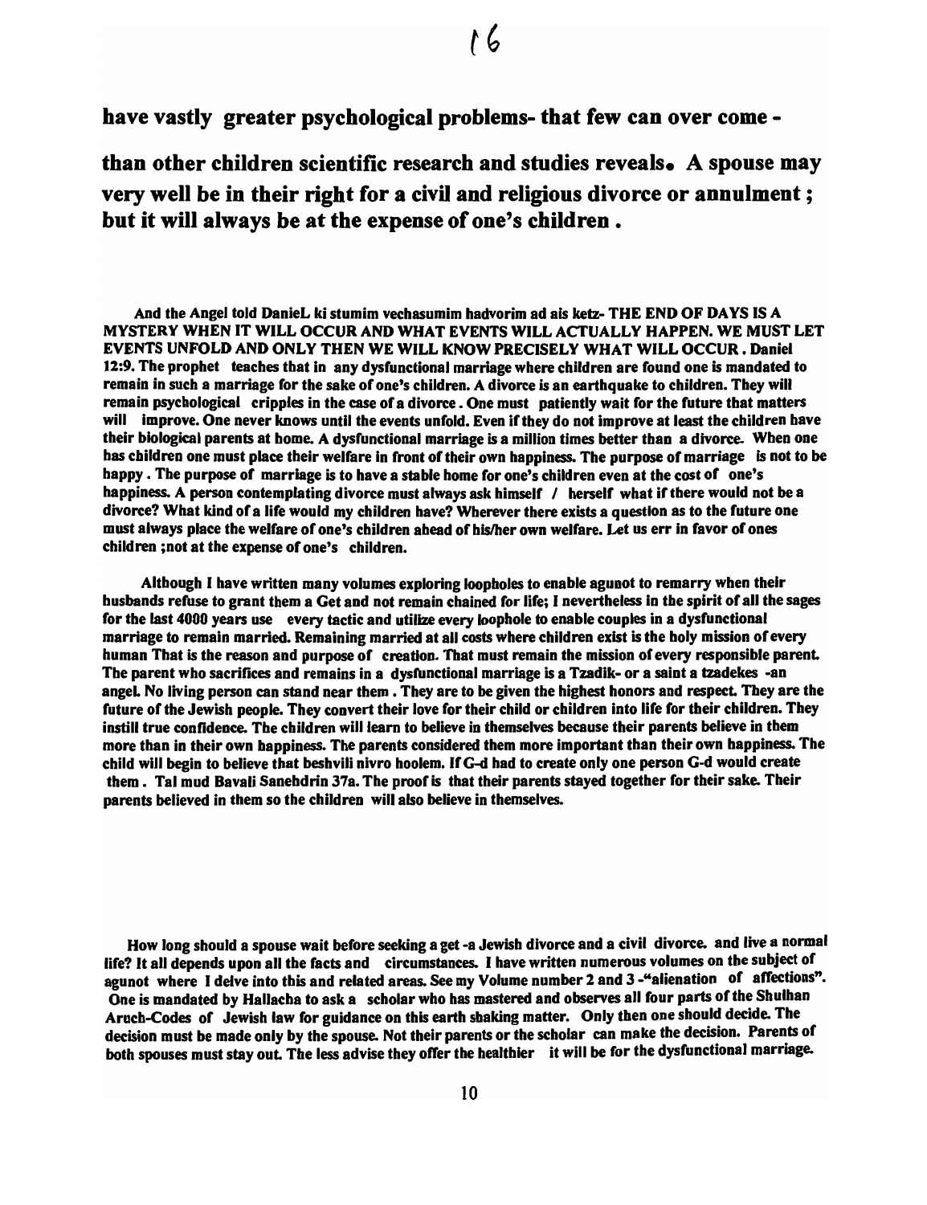**have vastly greater psychological problems- that few can over come - than other children scientific research and studies reveals. A spouse may very well be in their right for a civil and religious divorce or annulment ; but it will always be at the expense of one's children .**

**And the Angel told DanieL ki stumim vechasumim hadvorim ad ais ketz- THE END OF DAYS IS A MYSTERY WHEN IT WILL OCCUR AND WHAT EVENTS WILL ACTUALLY HAPPEN. WE MUST LET EVENTS UNFOLD AND ONLY THEN WE WILL KNOW PRECISELY WHAT WILL OCCUR . Daniel 12:9. The prophet teaches that in any dysfunctional marriage where children are found one is mandated to remain in such a marriage for the sake of one's children. A divorce is an earthquake to children. They will remain psychological cripples in the case of a divorce . One must patiently wait for the future that matters will improve. One never knows until the events unfold. Even if they do not improve at least the children have their biological parents at home. A dysfunctional marriage is a million times better than a divorce. When one has children one must place their welfare in front of their own happiness. The purpose of marriage is not to be happy . The purpose of marriage is to have a stable home for one's children even at the cost of one's happiness. A person contemplating divorce must always ask himself / herself what if there would not be a divorce? What kind of a life would my children have? Wherever there exists a question as to the future one must always place the welfare of one's children ahead of his/her own welfare. Let us err in favor of ones children ;not at the expense of one's children.**

**Although I have written many volumes exploring loopholes to enable agunot to remarry when their husbands refuse to grant them a Get and not remain chained for life; I nevertheless in the spirit of all the sages for the last 4000 years use every tactic and utilize every loophole to enable couples in a dysfunctional marriage to remain married. Remaining married at all costs where children exist is the holy mission of every human That is the reason and purpose of creation. That must remain the mission of every responsible parent. The parent who sacrifices and remains in a dysfunctional marriage is a Tzadik- or a saint a tzadekes -an angel. No living person can stand near them . They are to be given the highest honors and respect. They are the future of the Jewish people. They convert their love for their child or children into life for their children. They instill true confidence. The children will learn to believe in themselves because their parents believe in them more than in their own happiness. The parents considered them more important than their own happiness. The child will begin to believe that beshvili nivro hoolem. If G-d had to create only one person G-d would create them . Tal mud Bavali Sanehdrin 37a. The proof is that their parents stayed together for their sake. Their parents believed in them so the children will also believe in themselves.**

**How long should a spouse wait before seeking a get -a Jewish divorce and a civil divorce. and live a normal life? It all depends upon all the facts and circumstances. I have written numerous volumes on the subject of agunot where I delve into this and related areas. See my Volume number 2 and 3 -"alienation of affections". One is mandated by Hallacha to ask a scholar who has mastered and observes all four parts of the Shulhan Aruch-Codes of Jewish law for guidance on this earth shaking matter. Only then one should decide. The decision must be made only by the spouse. Not their parents or the scholar can make the decision. Parents of both spouses must stay out. The less advise they offer the healthier it will be for the dysfunctional marriage.**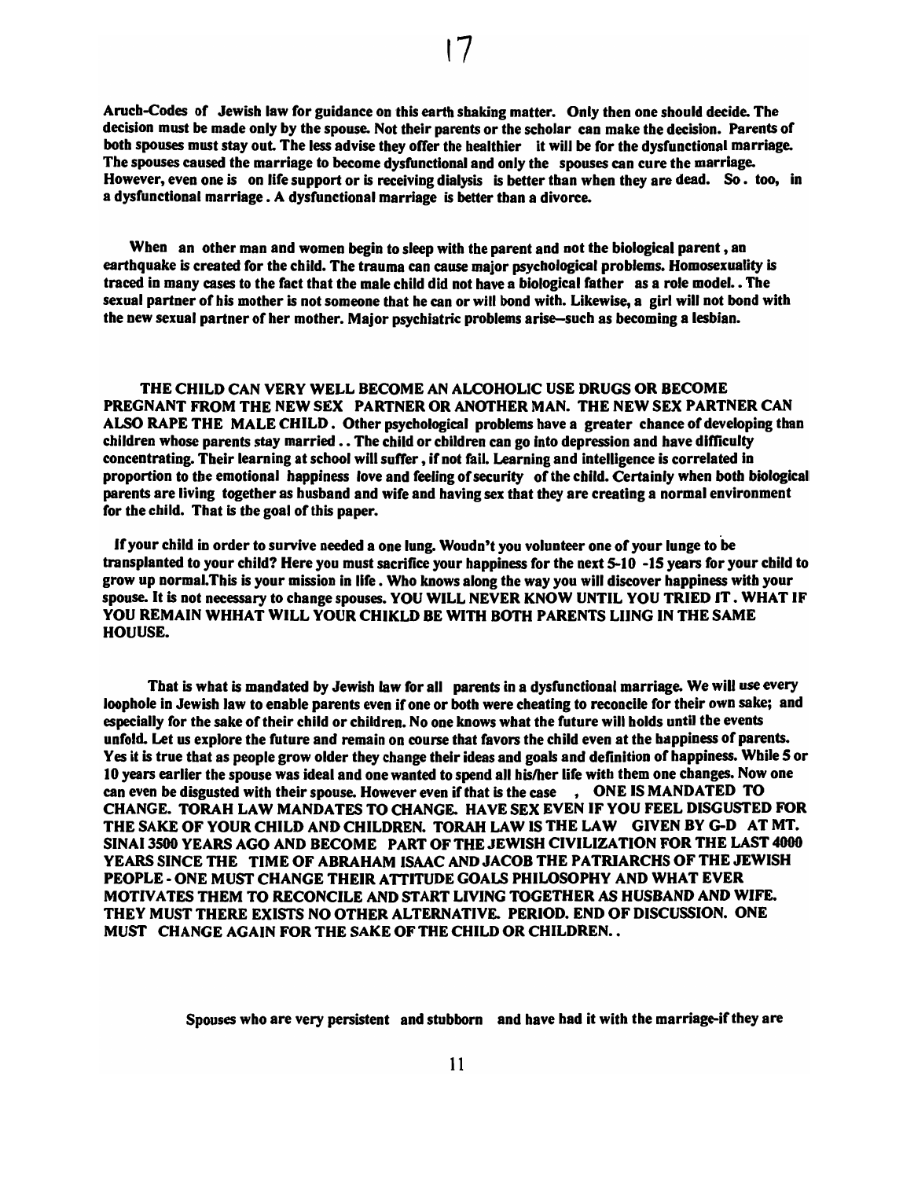**Aruch-Codes of Jewish law for guidance on this earth shaking matter. Only then one should decide. The decision must be made only by the spouse. Not their parents or the scholar can make the decision. Parents of both spouses must stay out. The less advise they offer the healthier it will be for the dysfunctional marriage. The spouses caused the marriage to become dysfunctional and only the spouses can cure the marriage. However, even one is on life support or is receiving dialysis is better than when they are dead. So. too, in a dysfunctional marriage. A dysfunctional marriage is better than a divorce.**

**When an other man and women begin to sleep with the parent and not the biological parent, an earthquake is created for the child. The trauma can cause major psychological problems. Homosexuality is traced in many cases to the fact that the male child did not have a biological father as a role model.. The sexual partner of his mother is not someone that he can or will bond with. Likewise, a girl will not bond with the new sexual partner of her mother. Major psychiatric problems arise--such as becoming a lesbian.**

**THE CHILD CAN VERY WELL BECOME AN ALCOHOLIC USE DRUGS OR BECOME PREGNANT FROM THE NEW SEX PARTNER OR ANOTHER MAN. THE NEW SEX PARTNER CAN ALSO RAPE THE MALE CHILD. Other psychological problems have a greater chance of developing than children whose parents stay married.. The child or children can go into depression and have difficulty concentrating. Their learning at school will suffer, if not fail. Learning and intelligence is correlated in proportion to the emotional happiness love and feeling of security of the child. Certainly when both biological parents are living together as husband and wife and having sex that they are creating a normal environment for the child. That is the goal of this paper.**

**If your child in order to survive needed a one lung. Woudn't you volunteer one of your lunge to be transplanted to your child? Here you must sacrifice your happiness for the next 5-10 -15 years for your child to grow up normal.This is your mission in life. Who knows along the way you will discover happiness with your spouse. It is not necessary to change spouses. YOU WILL NEVER KNOW UNTIL YOU TRIED IT. WHAT IF YOU REMAIN WHHAT WILL YOUR CHIKLD BE WITH BOTH PARENTS LIING IN THE SAME HOUUSE.**

**That is what is mandated by Jewish law for all parents in a dysfunctional marriage. We will use every loophole in Jewish law to enable parents even if one or both were cheating to reconcile for their own sake; and especially for the sake of their child or children. No one knows what the future will holds until the events unfold. Let us explore the future and remain on course that favors the child even at the happiness of parents. Yes it is true that as people grow older they change their ideas and goals and definition of happiness. While 5 or 10 years earlier the spouse was ideal and one wanted to spend all his/her life with them one changes. Now one can even be disgusted with their spouse. However even if that is the case , ONE IS MANDATED TO CHANGE. TORAH LAW MANDATES TO CHANGE. HAVE SEX EVEN IF YOU FEEL DISGUSTED FOR THE SAKE OF YOUR CHILD AND CHILDREN. TORAH LAW IS THE LAW GIVEN BY G-D AT MT. SINAI 3500 YEARS AGO AND BECOME PART OF THE JEWISH CIVILIZATION FOR THE LAST 4000 YEARS SINCE THE TIME OF ABRAHAM ISAAC AND JACOB THE PATRIARCHS OF THE JEWISH PEOPLE - ONE MUST CHANGE THEIR ATTITUDE GOALS PHILOSOPHY AND WHAT EVER MOTIVATES THEM TO RECONCILE AND START LIVING TOGETHER AS HUSBAND AND WIFE. THEY MUST THERE EXISTS NO OTHER ALTERNATIVE. PERIOD. END OF DISCUSSION. ONE MUST CHANGE AGAIN FOR THE SAKE OF THE CHILD OR CHILDREN..**

**Spouses who are very persistent and stubborn and have had it with the marriage-if they are**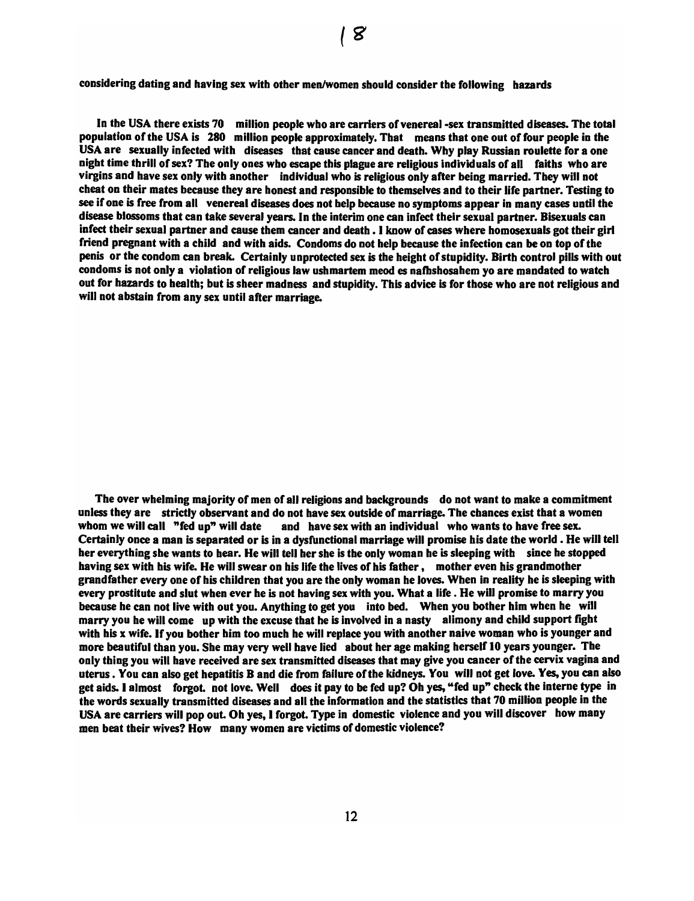considering dating and having sex with other men/women should consider the following hazards

In the USA there exists 70 million people who are carriers of venereal -sex transmitted diseases. The total population of the USA is 280 million people approximately. That means that one out of four people in the USA are sexually infected with diseases that cause cancer and death. Why play Russian roulette for a one night time thrill of sex? The only ones who escape this plague are religious individuals of all faiths who are virgins and have sex only with another individual who is religious only after being married. They will not cheat on their mates because they are honest and responsible to themselves and to their life partner. Testing to see if one is free from all venereal diseases does not help because no symptoms appear in many cases until the disease blossoms that can take several years. In the interim one can infect their sexual partner. Bisexuals can infect their sexual partner and cause them cancer and death . I know of cases where homosexuals got their girl friend pregnant with a child and with aids. Condoms do not help because the infection can be on top of the penis or the condom can break. Certainly unprotected sex is the height of stupidity. Birth control pills with out condoms is not only a violation of religious law ushmartem meod es nafhshosahem yo are mandated to watch out for hazards to health; but is sheer madness and stupidity. This advice is for those who are not religious and will not abstain from any sex until after marriage.

The over whelming majority of men of all religions and backgrounds do not want to make a commitment unless they are strictly observant and do not have sex outside of marriage. The chances exist that a women whom we will call "fed up" will date and have sex with an individual who wants to have free sex. Certainly once a man is separated or is in a dysfunctional marriage will promise his date the world . He will tell her everything she wants to hear. He will tell her she is the only woman he is sleeping with since he stopped having sex with his wife. He will swear on his life the lives of his father , mother even his grandmother grandfather every one of his children that you are the only woman he loves. When in reality he is sleeping with every prostitute and slut when ever he is not having sex with you. What a life . He will promise to marry you because he can not live with out you. Anything to get you into bed. When you bother him when he will marry you he will come up with the excuse that he is involved in a nasty alimony and child support fight with his x wife. If you bother him too much he will replace you with another naive woman who is younger and more beautiful than you. She may very well have lied about her age making herself 10 years younger. The only thing you will have received are sex transmitted diseases that may give you cancer of the cervix vagina and uterus . You can also get hepatitis B and die from failure of the kidneys. You will not get love. Yes, you can also get aids. I almost forgot. not love. Well does it pay to be fed up? Oh yes, "fed up" check the interne type in the words sexually transmitted diseases and all the information and the statistics that 70 million people in the USA are carriers will pop out. Oh yes, I forgot. Type in domestic violence and you will discover how many men beat their wives? How many women are victims of domestic violence?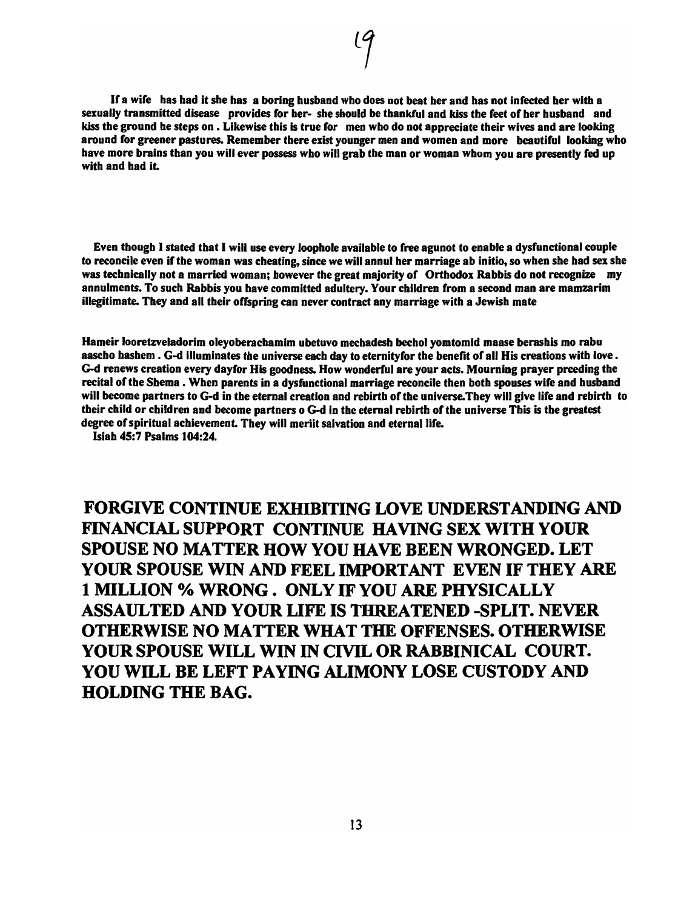If a wife has had it she has a boring husband who does not beat her and has not infected her with a sexually transmitted disease provides for her- she should be thankful and kiss the feet of her husband and kiss the ground he steps on . Likewise this is true for men who do not appreciate their wives and are looking around for greener pastures. Remember there exist younger men and women and more beautiful looking who have more brains than you will ever possess who will grab the man or woman whom you are presently fed up with and had it.

Even though I stated that I will use every loophole available to free agunot to enable a dysfunctional couple to reconcile even if the woman was cheating, since we will annul her marriage ab initio, so when she had sex she was technically not a married woman; however the great majority of Orthodox Rabbis do not recognize my annulments. To such Rabbis you have committed adultery. Your children from a second man are mamzarim illegitimate. They and all their offspring can never contract any marriage with a Jewish mate

Hameir looretzveladorim oleyoberachamim ubetuvo mechadesh bechol yomtomid maase berashis mo rabu aascho hashem . G-d illuminates the universe each day to eternityfor the benefit of all His creations with love . G-d renews creation every dayfor His goodness. How wonderful are your acts. Mourning prayer prceding the recital of the Shema . When parents in a dysfunctional marriage reconcile then both spouses wife and husband will become partners to G-d in the eternal creation and rebirth of the universe.They will give life and rebirth to their child or children and become partners o G-d in the eternal rebirth of the universe This is the greatest degree of spiritual achievement. They will meriit salvation and eternal life.
Isiah 45:7 Psalms 104:24.

**FORGIVE CONTINUE EXHIBITING LOVE UNDERSTANDING AND FINANCIAL SUPPORT CONTINUE HAVING SEX WITH YOUR SPOUSE NO MATTER HOW YOU HAVE BEEN WRONGED. LET YOUR SPOUSE WIN AND FEEL IMPORTANT EVEN IF THEY ARE 1 MILLION % WRONG . ONLY IF YOU ARE PHYSICALLY ASSAULTED AND YOUR LIFE IS THREATENED -SPLIT. NEVER OTHERWISE NO MATTER WHAT THE OFFENSES. OTHERWISE YOUR SPOUSE WILL WIN IN CIVIL OR RABBINICAL COURT. YOU WILL BE LEFT PAYING ALIMONY LOSE CUSTODY AND HOLDING THE BAG.**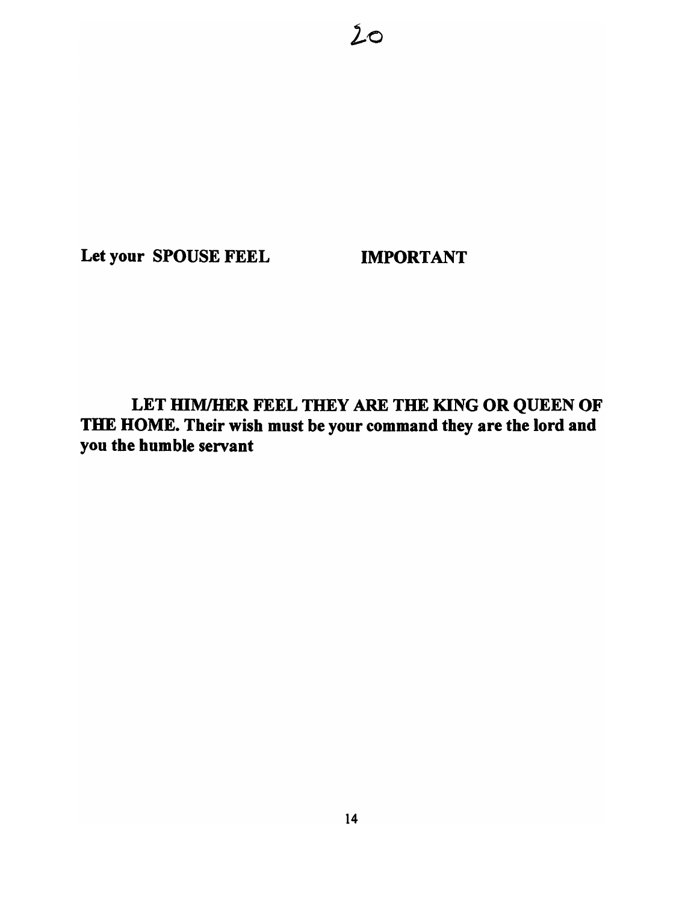**Let your SPOUSE FEEL IMPORTANT**

**LET HIM/HER FEEL THEY ARE THE KING OR QUEEN OF THE HOME. Their wish must be your command they are the lord and you the humble servant**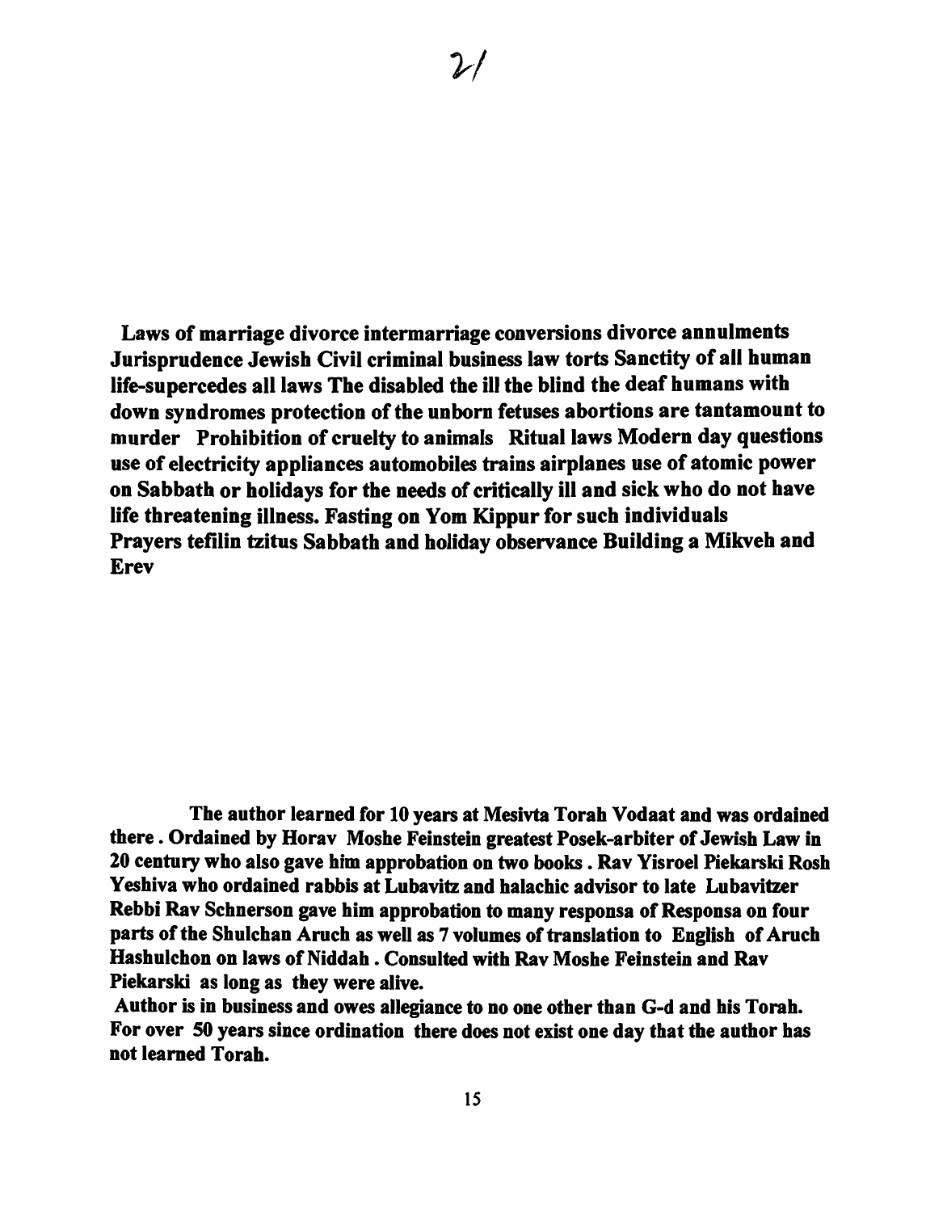**Laws of marriage divorce intermarriage conversions divorce annulments Jurisprudence Jewish Civil criminal business law torts Sanctity of all human life-supercedes all laws The disabled the ill the blind the deaf humans with down syndromes protection of the unborn fetuses abortions are tantamount to murder Prohibition of cruelty to animals Ritual laws Modern day questions use of electricity appliances automobiles trains airplanes use of atomic power on Sabbath or holidays for the needs of critically ill and sick who do not have life threatening illness. Fasting on Yom Kippur for such individuals Prayers tefilin tzitus Sabbath and holiday observance Building a Mikveh and Erev**

**The author learned for 10 years at Mesivta Torah Vodaat and was ordained there . Ordained by Horav Moshe Feinstein greatest Posek-arbiter of Jewish Law in 20 century who also gave him approbation on two books . Rav Yisroel Piekarski Rosh Yeshiva who ordained rabbis at Lubavitz and halachic advisor to late Lubavitzer Rebbi Rav Schnerson gave him approbation to many responsa of Responsa on four parts of the Shulchan Aruch as well as 7 volumes of translation to English of Aruch Hashulchon on laws of Niddah . Consulted with Rav Moshe Feinstein and Rav Piekarski as long as they were alive.**

**Author is in business and owes allegiance to no one other than G-d and his Torah. For over 50 years since ordination there does not exist one day that the author has not learned Torah.**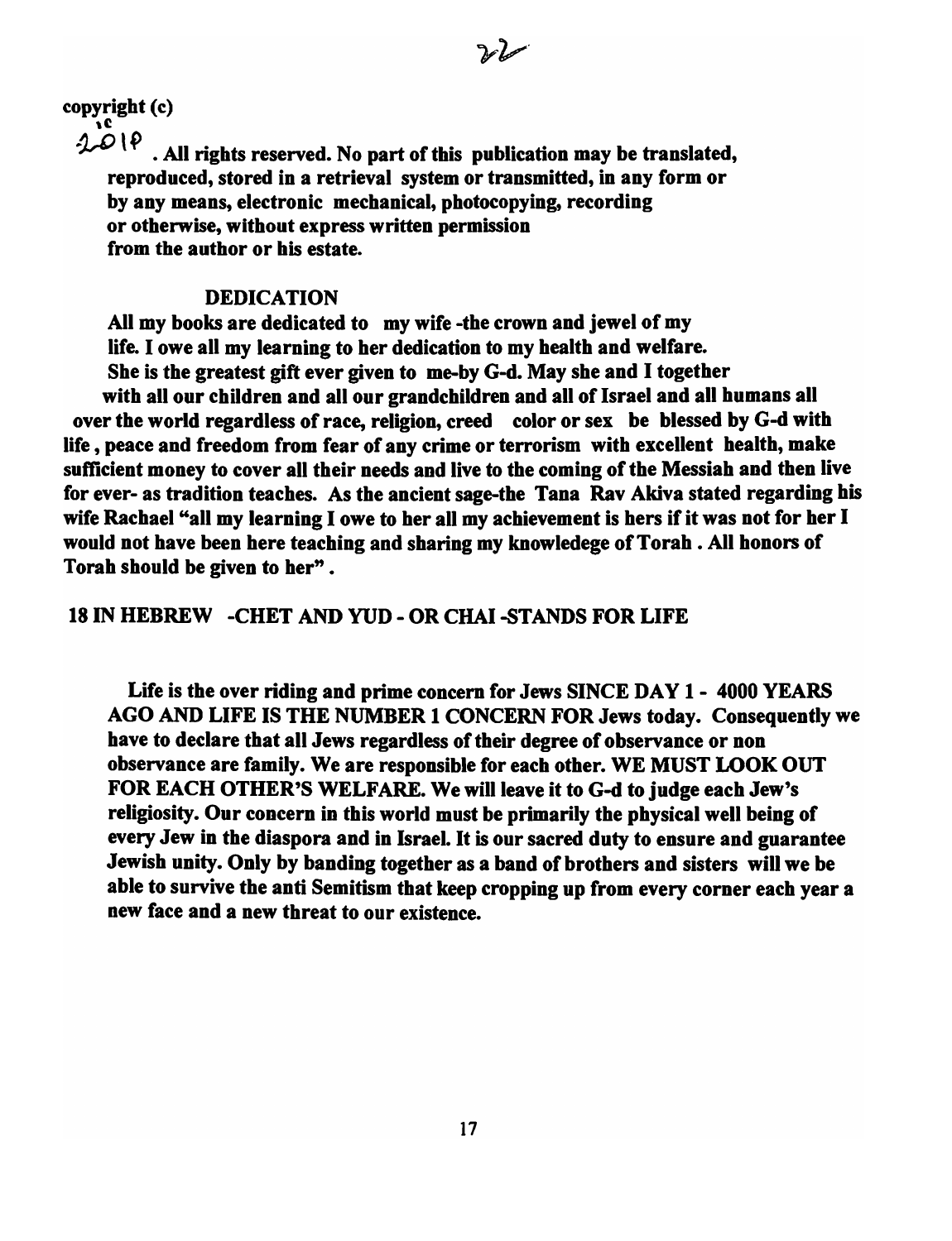copyright (c)
2018 . All rights reserved. No part of this publication may be translated, reproduced, stored in a retrieval system or transmitted, in any form or by any means, electronic mechanical, photocopying, recording or otherwise, without express written permission from the author or his estate.

## DEDICATION

All my books are dedicated to my wife -the crown and jewel of my life. I owe all my learning to her dedication to my health and welfare. She is the greatest gift ever given to me-by G-d. May she and I together with all our children and all our grandchildren and all of Israel and all humans all over the world regardless of race, religion, creed color or sex be blessed by G-d with life , peace and freedom from fear of any crime or terrorism with excellent health, make sufficient money to cover all their needs and live to the coming of the Messiah and then live for ever- as tradition teaches. As the ancient sage-the Tana Rav Akiva stated regarding his wife Rachael "all my learning I owe to her all my achievement is hers if it was not for her I would not have been here teaching and sharing my knowledege of Torah . All honors of Torah should be given to her" .

## 18 IN HEBREW -CHET AND YUD - OR CHAI -STANDS FOR LIFE

Life is the over riding and prime concern for Jews SINCE DAY 1 - 4000 YEARS AGO AND LIFE IS THE NUMBER 1 CONCERN FOR Jews today. Consequently we have to declare that all Jews regardless of their degree of observance or non observance are family. We are responsible for each other. WE MUST LOOK OUT FOR EACH OTHER'S WELFARE. We will leave it to G-d to judge each Jew's religiosity. Our concern in this world must be primarily the physical well being of every Jew in the diaspora and in Israel. It is our sacred duty to ensure and guarantee Jewish unity. Only by banding together as a band of brothers and sisters will we be able to survive the anti Semitism that keep cropping up from every corner each year a new face and a new threat to our existence.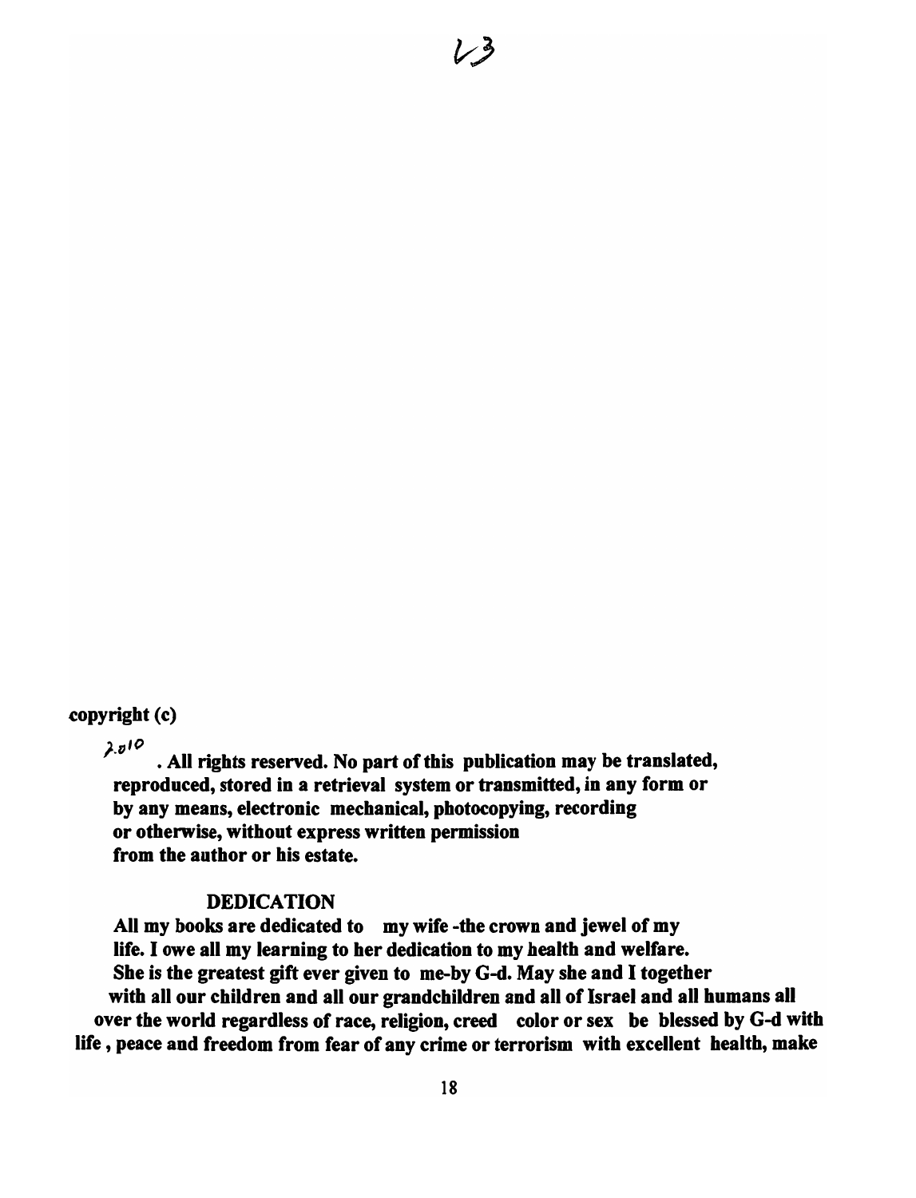copyright (c)

2010 . All rights reserved. No part of this publication may be translated, reproduced, stored in a retrieval system or transmitted, in any form or by any means, electronic mechanical, photocopying, recording or otherwise, without express written permission from the author or his estate.

## DEDICATION

All my books are dedicated to my wife -the crown and jewel of my life. I owe all my learning to her dedication to my health and welfare. She is the greatest gift ever given to me-by G-d. May she and I together with all our children and all our grandchildren and all of Israel and all humans all over the world regardless of race, religion, creed color or sex be blessed by G-d with life , peace and freedom from fear of any crime or terrorism with excellent health, make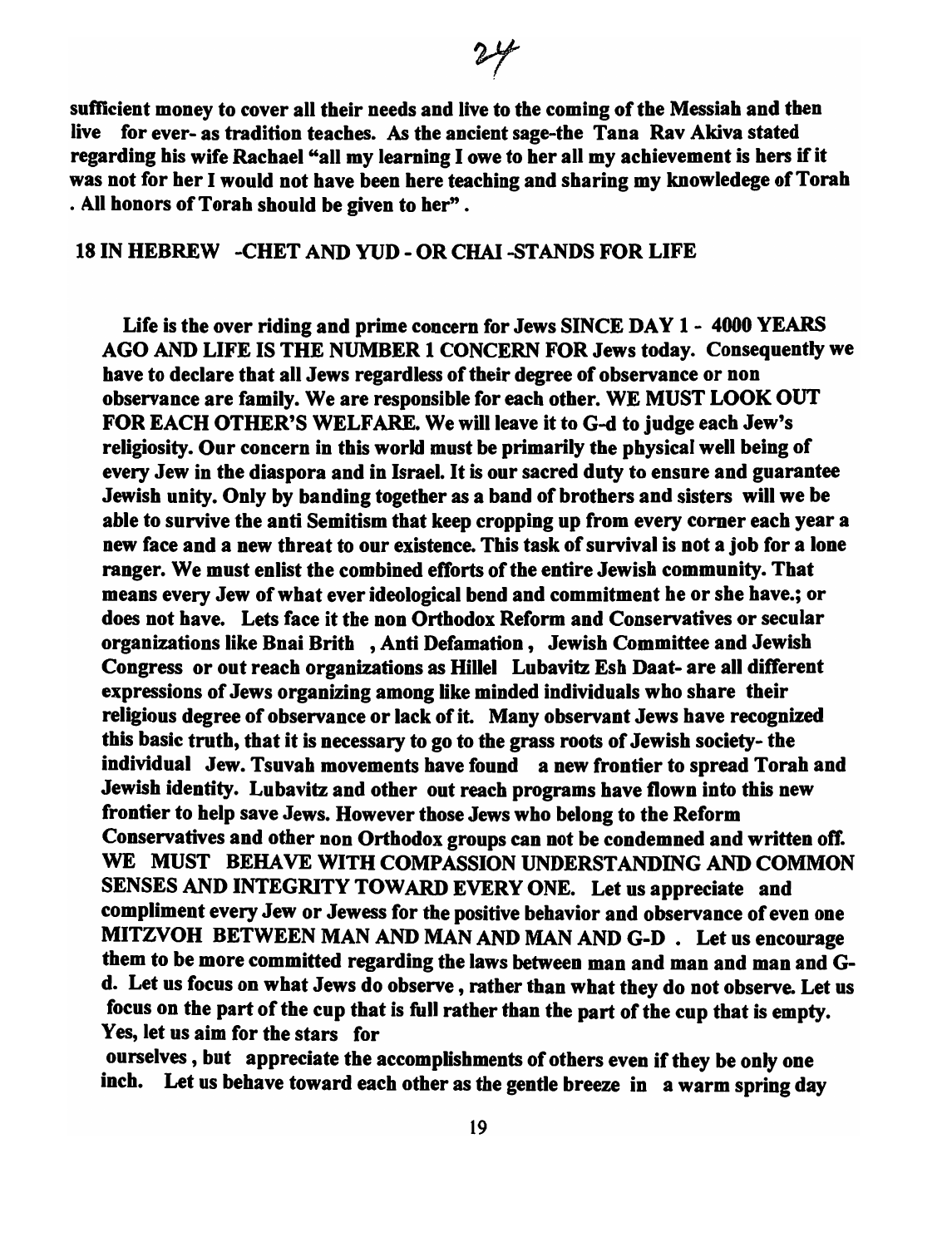sufficient money to cover all their needs and live to the coming of the Messiah and then live for ever- as tradition teaches. As the ancient sage-the Tana Rav Akiva stated regarding his wife Rachael "all my learning I owe to her all my achievement is hers if it was not for her I would not have been here teaching and sharing my knowledege of Torah . All honors of Torah should be given to her" .

## 18 IN HEBREW -CHET AND YUD - OR CHAI -STANDS FOR LIFE

Life is the over riding and prime concern for Jews SINCE DAY 1 - 4000 YEARS AGO AND LIFE IS THE NUMBER 1 CONCERN FOR Jews today. Consequently we have to declare that all Jews regardless of their degree of observance or non observance are family. We are responsible for each other. WE MUST LOOK OUT FOR EACH OTHER'S WELFARE. We will leave it to G-d to judge each Jew's religiosity. Our concern in this world must be primarily the physical well being of every Jew in the diaspora and in Israel. It is our sacred duty to ensure and guarantee Jewish unity. Only by banding together as a band of brothers and sisters will we be able to survive the anti Semitism that keep cropping up from every corner each year a new face and a new threat to our existence. This task of survival is not a job for a lone ranger. We must enlist the combined efforts of the entire Jewish community. That means every Jew of what ever ideological bend and commitment he or she have.; or does not have. Lets face it the non Orthodox Reform and Conservatives or secular organizations like Bnai Brith , Anti Defamation , Jewish Committee and Jewish Congress or out reach organizations as Hillel Lubavitz Esh Daat- are all different expressions of Jews organizing among like minded individuals who share their religious degree of observance or lack of it. Many observant Jews have recognized this basic truth, that it is necessary to go to the grass roots of Jewish society- the individual Jew. Tsuvah movements have found a new frontier to spread Torah and Jewish identity. Lubavitz and other out reach programs have flown into this new frontier to help save Jews. However those Jews who belong to the Reform Conservatives and other non Orthodox groups can not be condemned and written off. WE MUST BEHAVE WITH COMPASSION UNDERSTANDING AND COMMON SENSES AND INTEGRITY TOWARD EVERY ONE. Let us appreciate and compliment every Jew or Jewess for the positive behavior and observance of even one MITZVOH BETWEEN MAN AND MAN AND MAN AND G-D . Let us encourage them to be more committed regarding the laws between man and man and man and G-d. Let us focus on what Jews do observe , rather than what they do not observe. Let us focus on the part of the cup that is full rather than the part of the cup that is empty. Yes, let us aim for the stars for ourselves , but appreciate the accomplishments of others even if they be only one inch. Let us behave toward each other as the gentle breeze in a warm spring day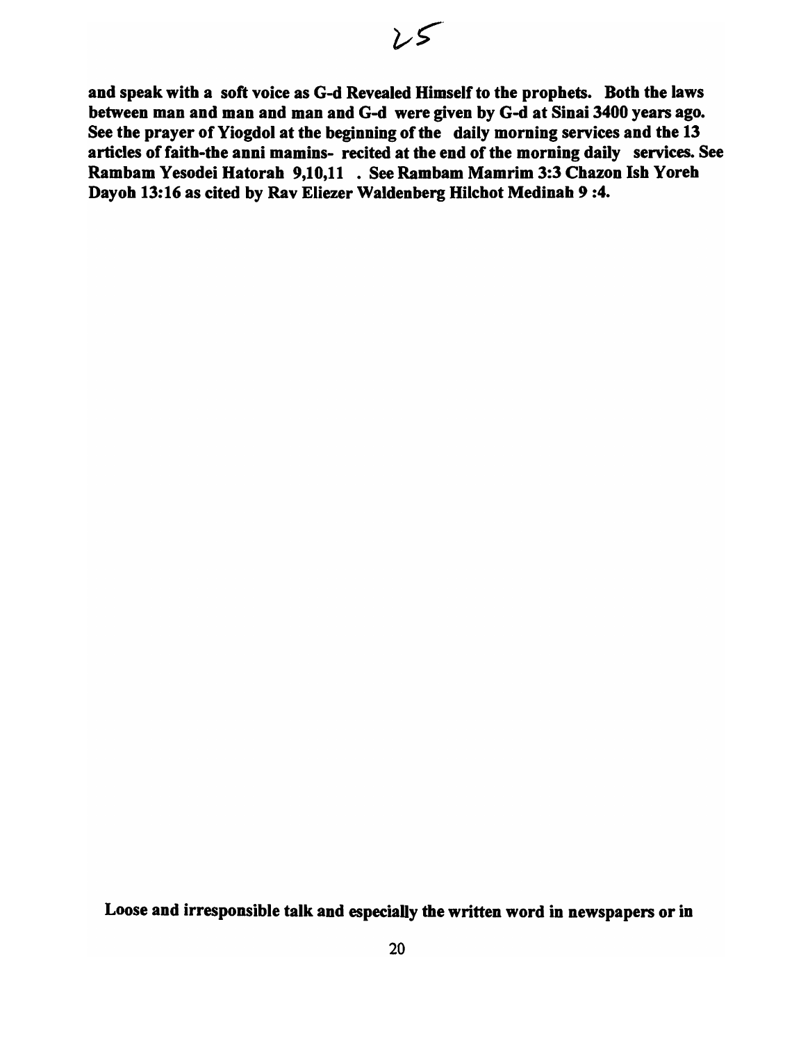**and speak with a soft voice as G-d Revealed Himself to the prophets. Both the laws between man and man and man and G-d were given by G-d at Sinai 3400 years ago. See the prayer of Yiogdol at the beginning of the daily morning services and the 13 articles of faith-the anni mamins- recited at the end of the morning daily services. See Rambam Yesodei Hatorah 9,10,11 . See Rambam Mamrim 3:3 Chazon Ish Yoreh Dayoh 13:16 as cited by Rav Eliezer Waldenberg Hilchot Medinah 9 :4.**

**Loose and irresponsible talk and especially the written word in newspapers or in**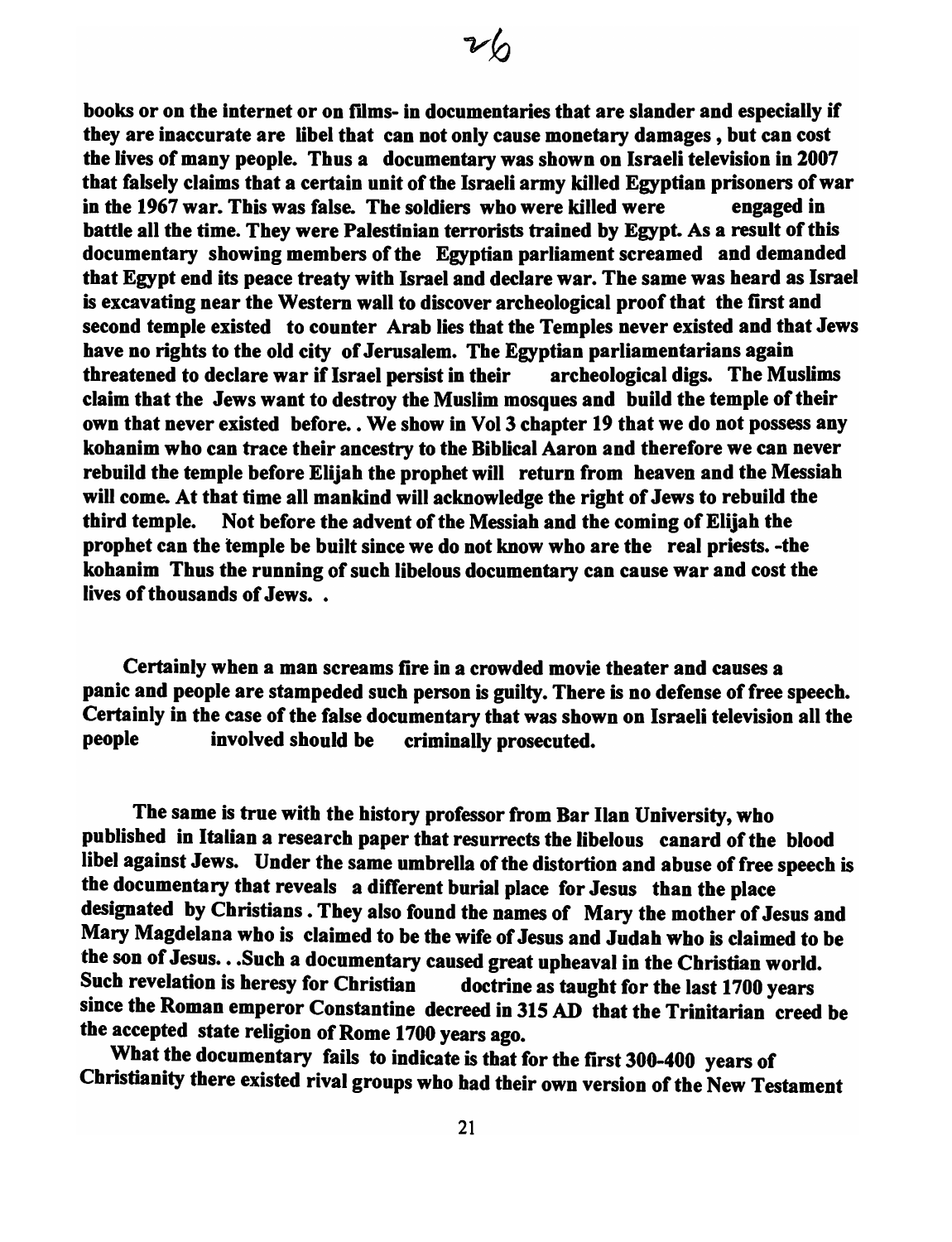**books or on the internet or on films- in documentaries that are slander and especially if they are inaccurate are libel that can not only cause monetary damages , but can cost the lives of many people. Thus a documentary was shown on Israeli television in 2007 that falsely claims that a certain unit of the Israeli army killed Egyptian prisoners of war in the 1967 war. This was false. The soldiers who were killed were engaged in battle all the time. They were Palestinian terrorists trained by Egypt. As a result of this documentary showing members of the Egyptian parliament screamed and demanded that Egypt end its peace treaty with Israel and declare war. The same was heard as Israel is excavating near the Western wall to discover archeological proof that the first and second temple existed to counter Arab lies that the Temples never existed and that Jews have no rights to the old city of Jerusalem. The Egyptian parliamentarians again threatened to declare war if Israel persist in their archeological digs. The Muslims claim that the Jews want to destroy the Muslim mosques and build the temple of their own that never existed before.. We show in Vol 3 chapter 19 that we do not possess any kohanim who can trace their ancestry to the Biblical Aaron and therefore we can never rebuild the temple before Elijah the prophet will return from heaven and the Messiah will come. At that time all mankind will acknowledge the right of Jews to rebuild the third temple. Not before the advent of the Messiah and the coming of Elijah the prophet can the temple be built since we do not know who are the real priests. -the kohanim Thus the running of such libelous documentary can cause war and cost the lives of thousands of Jews. .**

**Certainly when a man screams fire in a crowded movie theater and causes a panic and people are stampeded such person is guilty. There is no defense of free speech. Certainly in the case of the false documentary that was shown on Israeli television all the people involved should be criminally prosecuted.**

**The same is true with the history professor from Bar Ilan University, who published in Italian a research paper that resurrects the libelous canard of the blood libel against Jews. Under the same umbrella of the distortion and abuse of free speech is the documentary that reveals a different burial place for Jesus than the place designated by Christians . They also found the names of Mary the mother of Jesus and Mary Magdelana who is claimed to be the wife of Jesus and Judah who is claimed to be the son of Jesus.. .Such a documentary caused great upheaval in the Christian world. Such revelation is heresy for Christian doctrine as taught for the last 1700 years since the Roman emperor Constantine decreed in 315 AD that the Trinitarian creed be the accepted state religion of Rome 1700 years ago.**

**What the documentary fails to indicate is that for the first 300-400 years of Christianity there existed rival groups who had their own version of the New Testament**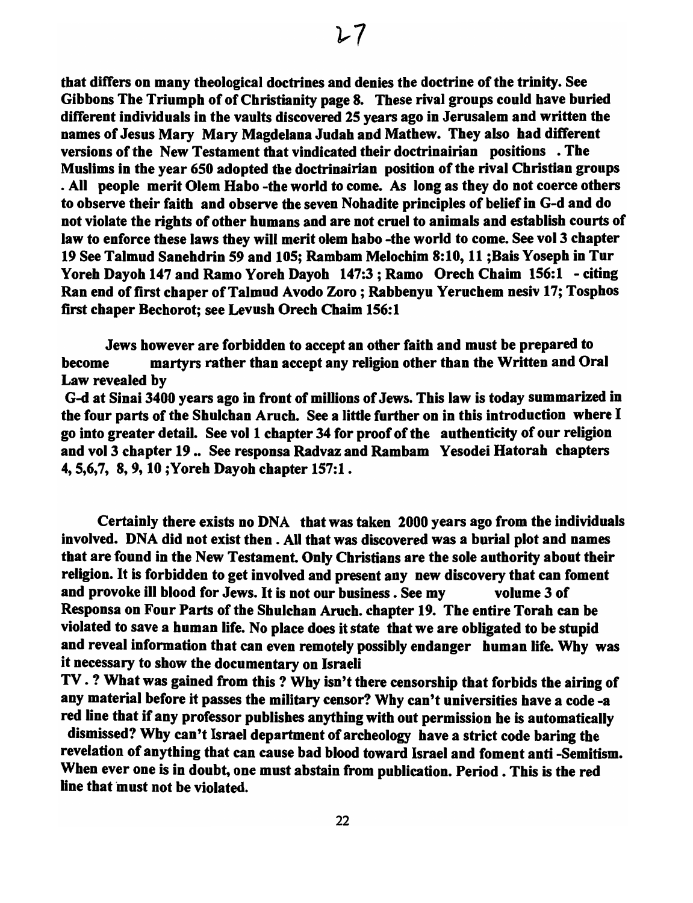**that differs on many theological doctrines and denies the doctrine of the trinity. See Gibbons The Triumph of of Christianity page 8. These rival groups could have buried different individuals in the vaults discovered 25 years ago in Jerusalem and written the names of Jesus Mary Mary Magdelana Judah and Mathew. They also had different versions of the New Testament that vindicated their doctrinairian positions . The Muslims in the year 650 adopted the doctrinairian position of the rival Christian groups . All people merit Olem Habo -the world to come. As long as they do not coerce others to observe their faith and observe the seven Nohadite principles of belief in G-d and do not violate the rights of other humans and are not cruel to animals and establish courts of law to enforce these laws they will merit olem habo -the world to come. See vol 3 chapter 19 See Talmud Sanehdrin 59 and 105; Rambam Melochim 8:10, 11 ;Bais Yoseph in Tur Yoreh Dayoh 147 and Ramo Yoreh Dayoh 147:3 ; Ramo Orech Chaim 156:1 - citing Ran end of first chaper of Talmud Avodo Zoro ; Rabbenyu Yeruchem nesiv 17; Tosphos first chaper Bechorot; see Levush Orech Chaim 156:1**

**Jews however are forbidden to accept an other faith and must be prepared to become martyrs rather than accept any religion other than the Written and Oral Law revealed by G-d at Sinai 3400 years ago in front of millions of Jews. This law is today summarized in the four parts of the Shulchan Aruch. See a little further on in this introduction where I go into greater detail. See vol 1 chapter 34 for proof of the authenticity of our religion and vol 3 chapter 19 .. See responsa Radvaz and Rambam Yesodei Hatorah chapters 4, 5,6,7, 8, 9, 10 ;Yoreh Dayoh chapter 157:1 .**

**Certainly there exists no DNA that was taken 2000 years ago from the individuals involved. DNA did not exist then . All that was discovered was a burial plot and names that are found in the New Testament. Only Christians are the sole authority about their religion. It is forbidden to get involved and present any new discovery that can foment and provoke ill blood for Jews. It is not our business . See my volume 3 of Responsa on Four Parts of the Shulchan Aruch. chapter 19. The entire Torah can be violated to save a human life. No place does it state that we are obligated to be stupid and reveal information that can even remotely possibly endanger human life. Why was it necessary to show the documentary on Israeli TV . ? What was gained from this ? Why isn't there censorship that forbids the airing of any material before it passes the military censor? Why can't universities have a code -a red line that if any professor publishes anything with out permission he is automatically dismissed? Why can't Israel department of archeology have a strict code baring the revelation of anything that can cause bad blood toward Israel and foment anti -Semitism. When ever one is in doubt, one must abstain from publication. Period . This is the red line that must not be violated.**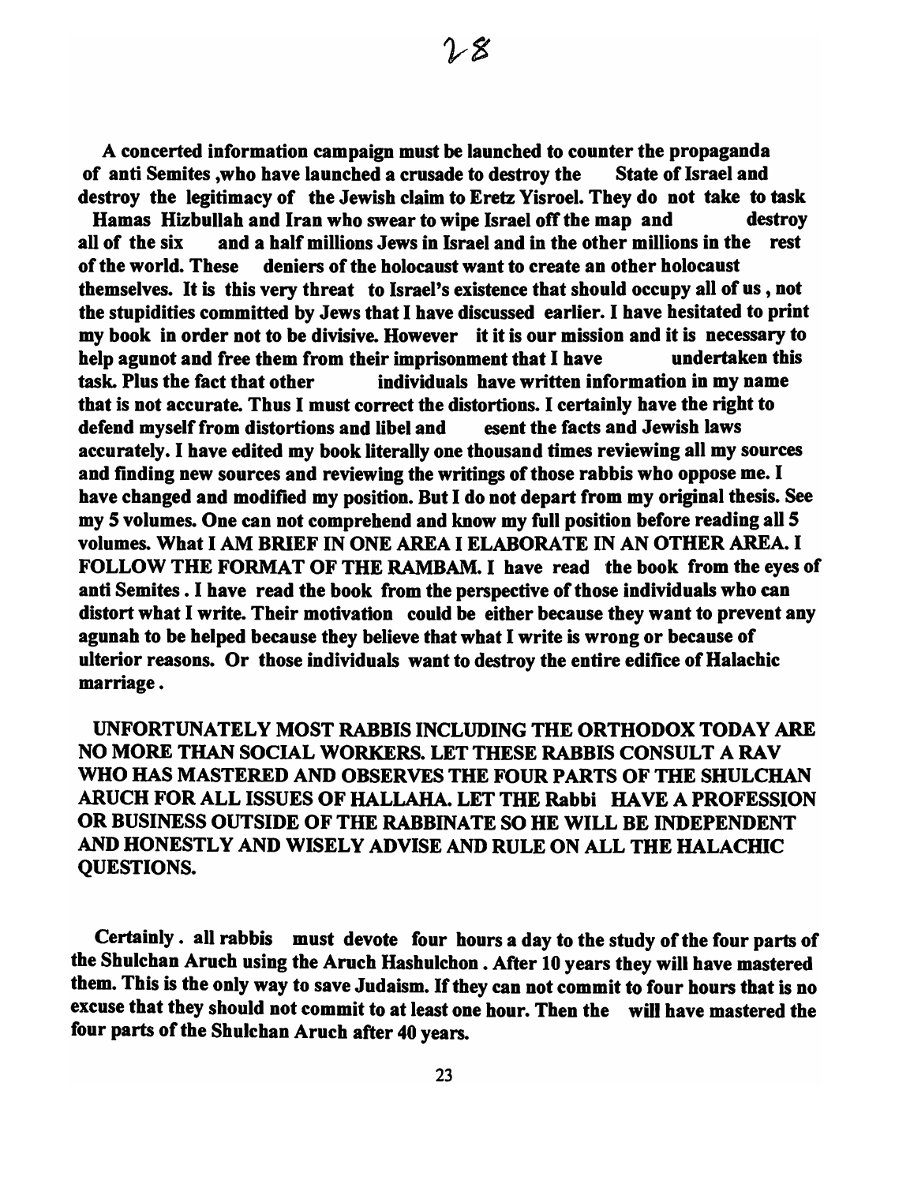**A concerted information campaign must be launched to counter the propaganda of anti Semites ,who have launched a crusade to destroy the State of Israel and destroy the legitimacy of the Jewish claim to Eretz Yisroel. They do not take to task Hamas Hizbullah and Iran who swear to wipe Israel off the map and destroy all of the six and a half millions Jews in Israel and in the other millions in the rest of the world. These deniers of the holocaust want to create an other holocaust themselves. It is this very threat to Israel's existence that should occupy all of us , not the stupidities committed by Jews that I have discussed earlier. I have hesitated to print my book in order not to be divisive. However it it is our mission and it is necessary to help agunot and free them from their imprisonment that I have undertaken this task. Plus the fact that other individuals have written information in my name that is not accurate. Thus I must correct the distortions. I certainly have the right to defend myself from distortions and libel and esent the facts and Jewish laws accurately. I have edited my book literally one thousand times reviewing all my sources and finding new sources and reviewing the writings of those rabbis who oppose me. I have changed and modified my position. But I do not depart from my original thesis. See my 5 volumes. One can not comprehend and know my full position before reading all 5 volumes. What I AM BRIEF IN ONE AREA I ELABORATE IN AN OTHER AREA. I FOLLOW THE FORMAT OF THE RAMBAM. I have read the book from the eyes of anti Semites . I have read the book from the perspective of those individuals who can distort what I write. Their motivation could be either because they want to prevent any agunah to be helped because they believe that what I write is wrong or because of ulterior reasons. Or those individuals want to destroy the entire edifice of Halachic marriage .**

**UNFORTUNATELY MOST RABBIS INCLUDING THE ORTHODOX TODAY ARE NO MORE THAN SOCIAL WORKERS. LET THESE RABBIS CONSULT A RAV WHO HAS MASTERED AND OBSERVES THE FOUR PARTS OF THE SHULCHAN ARUCH FOR ALL ISSUES OF HALLAHA. LET THE Rabbi HAVE A PROFESSION OR BUSINESS OUTSIDE OF THE RABBINATE SO HE WILL BE INDEPENDENT AND HONESTLY AND WISELY ADVISE AND RULE ON ALL THE HALACHIC QUESTIONS.**

**Certainly . all rabbis must devote four hours a day to the study of the four parts of the Shulchan Aruch using the Aruch Hashulchon . After 10 years they will have mastered them. This is the only way to save Judaism. If they can not commit to four hours that is no excuse that they should not commit to at least one hour. Then the will have mastered the four parts of the Shulchan Aruch after 40 years.**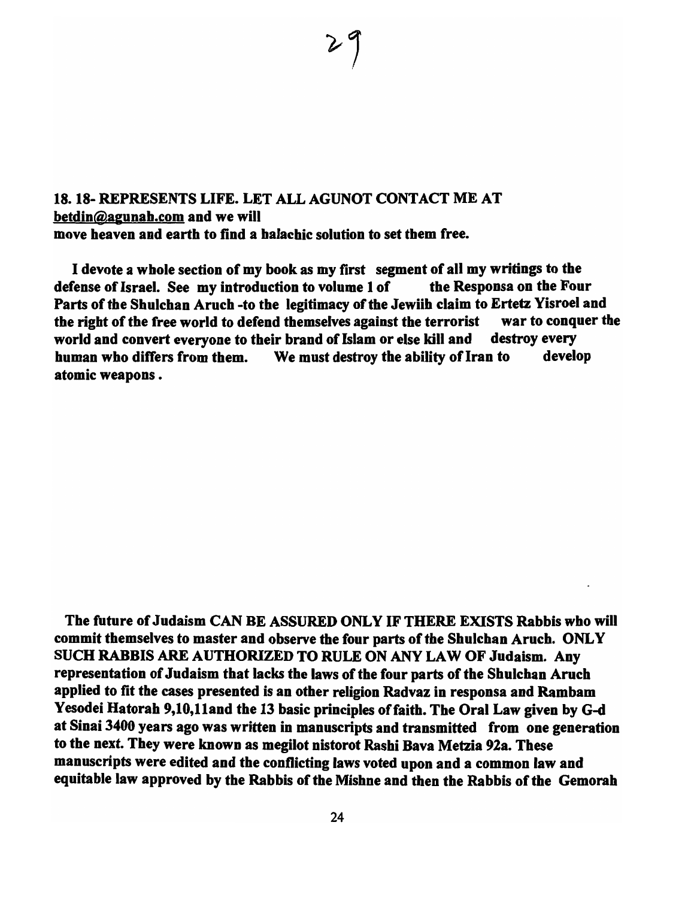**18. 18- REPRESENTS LIFE. LET ALL AGUNOT CONTACT ME AT betdin@agunah.com and we will move heaven and earth to find a halachic solution to set them free.**

**I devote a whole section of my book as my first segment of all my writings to the defense of Israel. See my introduction to volume 1 of the Responsa on the Four Parts of the Shulchan Aruch -to the legitimacy of the Jewiih claim to Ertetz Yisroel and the right of the free world to defend themselves against the terrorist war to conquer the world and convert everyone to their brand of Islam or else kill and destroy every human who differs from them. We must destroy the ability of Iran to develop atomic weapons.**

**The future of Judaism CAN BE ASSURED ONLY IF THERE EXISTS Rabbis who will commit themselves to master and observe the four parts of the Shulchan Aruch. ONLY SUCH RABBIS ARE AUTHORIZED TO RULE ON ANY LAW OF Judaism. Any representation of Judaism that lacks the laws of the four parts of the Shulchan Aruch applied to fit the cases presented is an other religion Radvaz in responsa and Rambam Yesodei Hatorah 9,10,11and the 13 basic principles of faith. The Oral Law given by G-d at Sinai 3400 years ago was written in manuscripts and transmitted from one generation to the next. They were known as megilot nistorot Rashi Bava Metzia 92a. These manuscripts were edited and the conflicting laws voted upon and a common law and equitable law approved by the Rabbis of the Mishne and then the Rabbis of the Gemorah**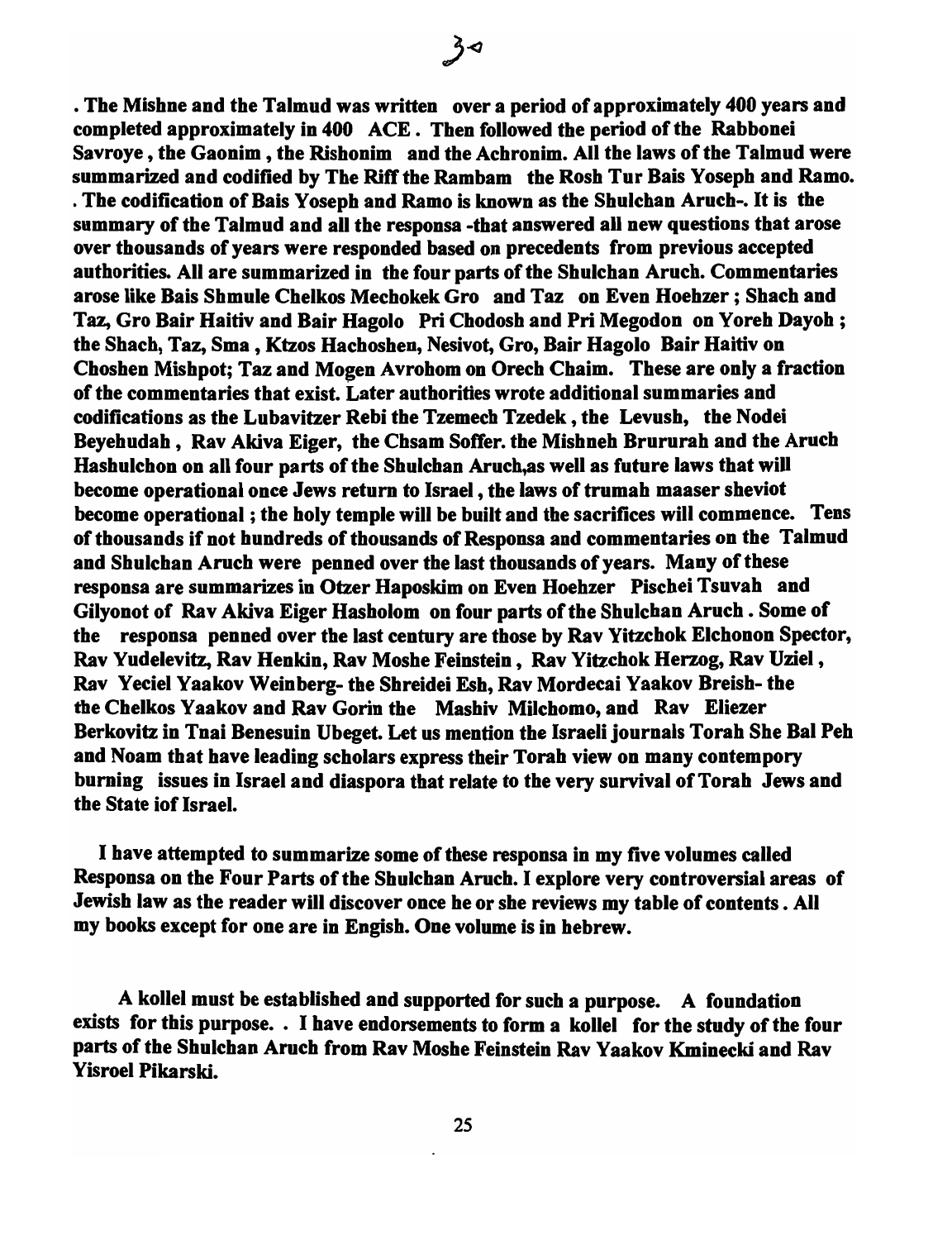. The Mishne and the Talmud was written over a period of approximately 400 years and completed approximately in 400 ACE . Then followed the period of the Rabbonei Savroye , the Gaonim , the Rishonim and the Achronim. All the laws of the Talmud were summarized and codified by The Riff the Rambam the Rosh Tur Bais Yoseph and Ramo. . The codification of Bais Yoseph and Ramo is known as the Shulchan Aruch-. It is the summary of the Talmud and all the responsa -that answered all new questions that arose over thousands of years were responded based on precedents from previous accepted authorities. All are summarized in the four parts of the Shulchan Aruch. Commentaries arose like Bais Shmule Chelkos Mechokek Gro and Taz on Even Hoehzer ; Shach and Taz, Gro Bair Haitiv and Bair Hagolo Pri Chodosh and Pri Megodon on Yoreh Dayoh ; the Shach, Taz, Sma , Ktzos Hachoshen, Nesivot, Gro, Bair Hagolo Bair Haitiv on Choshen Mishpot; Taz and Mogen Avrohom on Orech Chaim. These are only a fraction of the commentaries that exist. Later authorities wrote additional summaries and codifications as the Lubavitzer Rebi the Tzemech Tzedek , the Levush, the Nodei Beyehudah , Rav Akiva Eiger, the Chsam Soffer. the Mishneh Brururah and the Aruch Hashulchon on all four parts of the Shulchan Aruch,as well as future laws that will become operational once Jews return to Israel , the laws of trumah maaser sheviot become operational ; the holy temple will be built and the sacrifices will commence. Tens of thousands if not hundreds of thousands of Responsa and commentaries on the Talmud and Shulchan Aruch were penned over the last thousands of years. Many of these responsa are summarizes in Otzer Haposkim on Even Hoehzer Pischei Tsuvah and Gilyonot of Rav Akiva Eiger Hasholom on four parts of the Shulchan Aruch . Some of the responsa penned over the last century are those by Rav Yitzchok Elchonon Spector, Rav Yudelevitz, Rav Henkin, Rav Moshe Feinstein , Rav Yitzchok Herzog, Rav Uziel , Rav Yeciel Yaakov Weinberg- the Shreidei Esh, Rav Mordecai Yaakov Breish- the the Chelkos Yaakov and Rav Gorin the Mashiv Milchomo, and Rav Eliezer Berkovitz in Tnai Benesuin Ubeget. Let us mention the Israeli journals Torah She Bal Peh and Noam that have leading scholars express their Torah view on many contempory burning issues in Israel and diaspora that relate to the very survival of Torah Jews and the State iof Israel.

I have attempted to summarize some of these responsa in my five volumes called Responsa on the Four Parts of the Shulchan Aruch. I explore very controversial areas of Jewish law as the reader will discover once he or she reviews my table of contents . All my books except for one are in Engish. One volume is in hebrew.

A kollel must be established and supported for such a purpose. A foundation exists for this purpose. . I have endorsements to form a kollel for the study of the four parts of the Shulchan Aruch from Rav Moshe Feinstein Rav Yaakov Kminecki and Rav Yisroel Pikarski.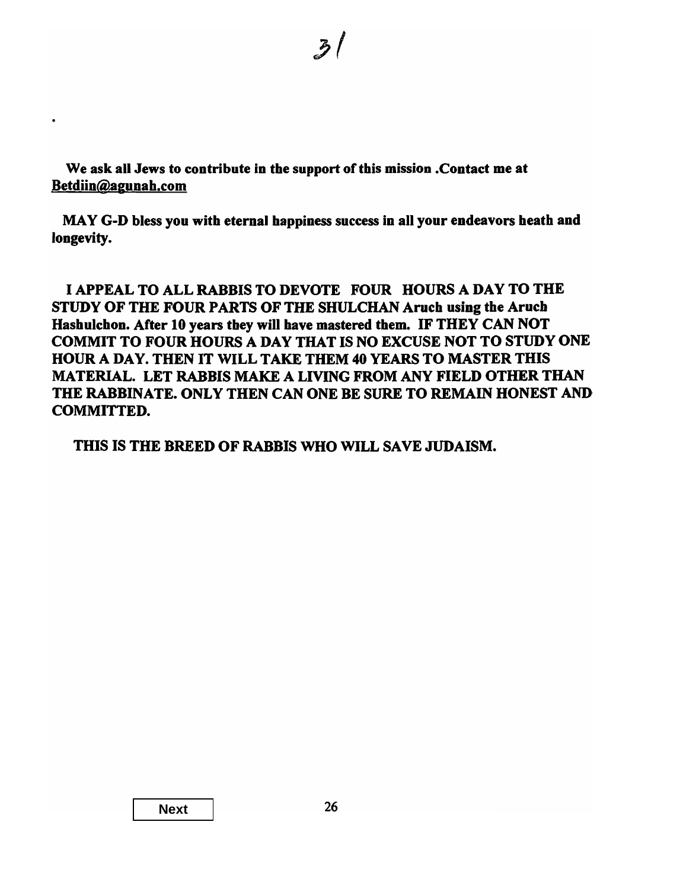**We ask all Jews to contribute in the support of this mission .Contact me at Betdiin@agunah.com**

**MAY G-D bless you with eternal happiness success in all your endeavors heath and longevity.**

**I APPEAL TO ALL RABBIS TO DEVOTE FOUR HOURS A DAY TO THE STUDY OF THE FOUR PARTS OF THE SHULCHAN Aruch using the Aruch Hashulchon. After 10 years they will have mastered them. IF THEY CAN NOT COMMIT TO FOUR HOURS A DAY THAT IS NO EXCUSE NOT TO STUDY ONE HOUR A DAY. THEN IT WILL TAKE THEM 40 YEARS TO MASTER THIS MATERIAL. LET RABBIS MAKE A LIVING FROM ANY FIELD OTHER THAN THE RABBINATE. ONLY THEN CAN ONE BE SURE TO REMAIN HONEST AND COMMITTED.**

**THIS IS THE BREED OF RABBIS WHO WILL SAVE JUDAISM.**

Next